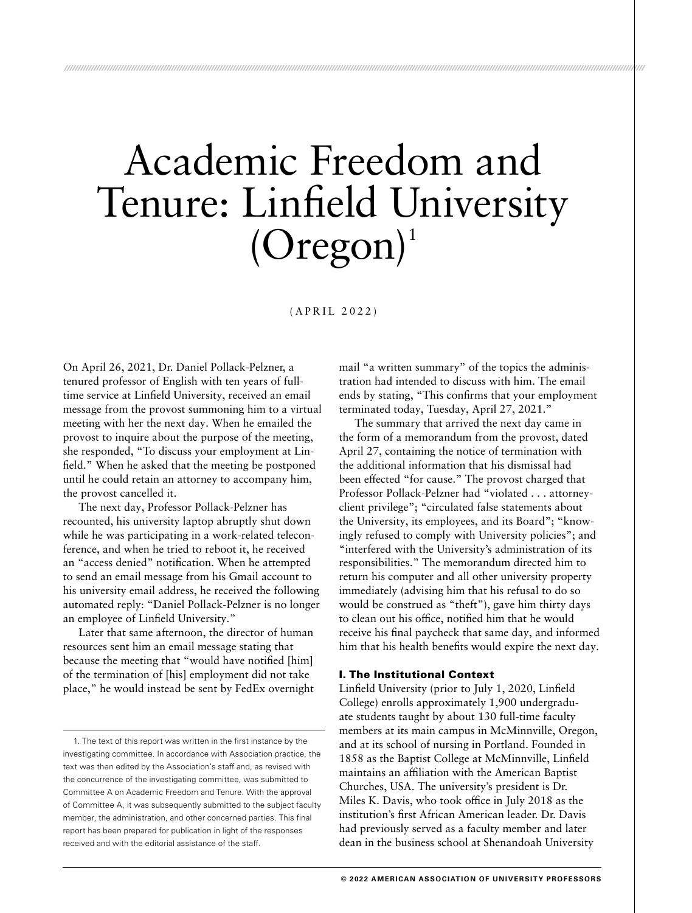# Academic Freedom and Tenure: Linfield University (Oregon)[1]

(APRIL 2022)

On April 26, 2021, Dr. Daniel Pollack-Pelzner, a tenured professor of English with ten years of full-time service at Linfield University, received an email message from the provost summoning him to a virtual meeting with her the next day. When he emailed the provost to inquire about the purpose of the meeting, she responded, "To discuss your employment at Linfield." When he asked that the meeting be postponed until he could retain an attorney to accompany him, the provost cancelled it.

The next day, Professor Pollack-Pelzner has recounted, his university laptop abruptly shut down while he was participating in a work-related teleconference, and when he tried to reboot it, he received an "access denied" notification. When he attempted to send an email message from his Gmail account to his university email address, he received the following automated reply: "Daniel Pollack-Pelzner is no longer an employee of Linfield University."

Later that same afternoon, the director of human resources sent him an email message stating that because the meeting that "would have notified [him] of the termination of [his] employment did not take place," he would instead be sent by FedEx overnight mail "a written summary" of the topics the administration had intended to discuss with him. The email ends by stating, "This confirms that your employment terminated today, Tuesday, April 27, 2021."

The summary that arrived the next day came in the form of a memorandum from the provost, dated April 27, containing the notice of termination with the additional information that his dismissal had been effected "for cause." The provost charged that Professor Pollack-Pelzner had "violated . . . attorney-client privilege"; "circulated false statements about the University, its employees, and its Board"; "knowingly refused to comply with University policies"; and "interfered with the University's administration of its responsibilities." The memorandum directed him to return his computer and all other university property immediately (advising him that his refusal to do so would be construed as "theft"), gave him thirty days to clean out his office, notified him that he would receive his final paycheck that same day, and informed him that his health benefits would expire the next day.

## I. The Institutional Context

Linfield University (prior to July 1, 2020, Linfield College) enrolls approximately 1,900 undergraduate students taught by about 130 full-time faculty members at its main campus in McMinnville, Oregon, and at its school of nursing in Portland. Founded in 1858 as the Baptist College at McMinnville, Linfield maintains an affiliation with the American Baptist Churches, USA. The university's president is Dr. Miles K. Davis, who took office in July 2018 as the institution's first African American leader. Dr. Davis had previously served as a faculty member and later dean in the business school at Shenandoah University

---

1. The text of this report was written in the first instance by the investigating committee. In accordance with Association practice, the text was then edited by the Association's staff and, as revised with the concurrence of the investigating committee, was submitted to Committee A on Academic Freedom and Tenure. With the approval of Committee A, it was subsequently submitted to the subject faculty member, the administration, and other concerned parties. This final report has been prepared for publication in light of the responses received and with the editorial assistance of the staff.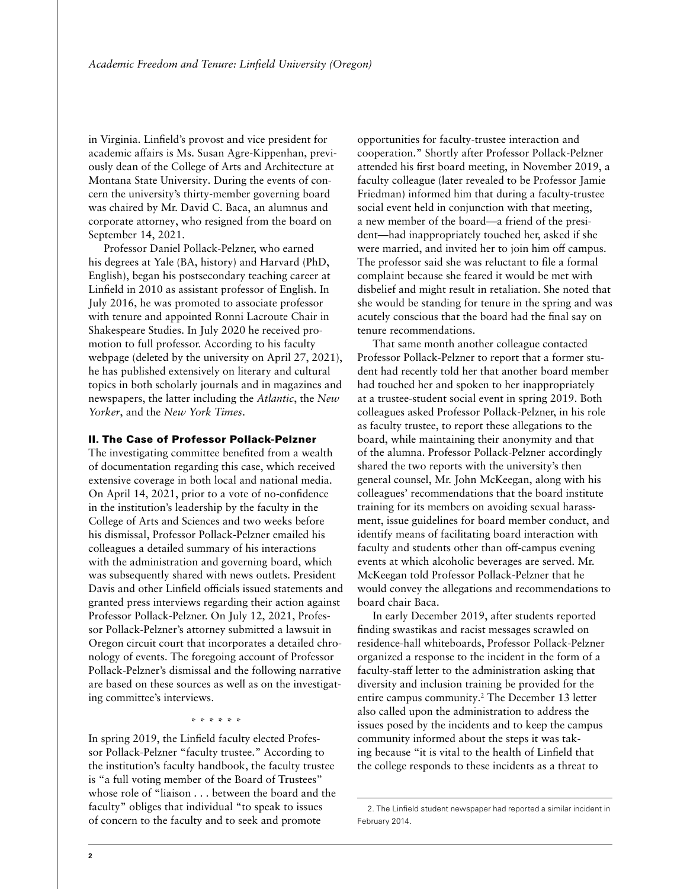in Virginia. Linfield's provost and vice president for academic affairs is Ms. Susan Agre-Kippenhan, previously dean of the College of Arts and Architecture at Montana State University. During the events of concern the university's thirty-member governing board was chaired by Mr. David C. Baca, an alumnus and corporate attorney, who resigned from the board on September 14, 2021.

Professor Daniel Pollack-Pelzner, who earned his degrees at Yale (BA, history) and Harvard (PhD, English), began his postsecondary teaching career at Linfield in 2010 as assistant professor of English. In July 2016, he was promoted to associate professor with tenure and appointed Ronni Lacroute Chair in Shakespeare Studies. In July 2020 he received promotion to full professor. According to his faculty webpage (deleted by the university on April 27, 2021), he has published extensively on literary and cultural topics in both scholarly journals and in magazines and newspapers, the latter including the *Atlantic*, the *New Yorker*, and the *New York Times*.

## II. The Case of Professor Pollack-Pelzner

The investigating committee benefited from a wealth of documentation regarding this case, which received extensive coverage in both local and national media. On April 14, 2021, prior to a vote of no-confidence in the institution's leadership by the faculty in the College of Arts and Sciences and two weeks before his dismissal, Professor Pollack-Pelzner emailed his colleagues a detailed summary of his interactions with the administration and governing board, which was subsequently shared with news outlets. President Davis and other Linfield officials issued statements and granted press interviews regarding their action against Professor Pollack-Pelzner. On July 12, 2021, Professor Pollack-Pelzner's attorney submitted a lawsuit in Oregon circuit court that incorporates a detailed chronology of events. The foregoing account of Professor Pollack-Pelzner's dismissal and the following narrative are based on these sources as well as on the investigating committee's interviews.

\* \* \* \* \* \*

In spring 2019, the Linfield faculty elected Professor Pollack-Pelzner "faculty trustee." According to the institution's faculty handbook, the faculty trustee is "a full voting member of the Board of Trustees" whose role of "liaison . . . between the board and the faculty" obliges that individual "to speak to issues of concern to the faculty and to seek and promote opportunities for faculty-trustee interaction and cooperation." Shortly after Professor Pollack-Pelzner attended his first board meeting, in November 2019, a faculty colleague (later revealed to be Professor Jamie Friedman) informed him that during a faculty-trustee social event held in conjunction with that meeting, a new member of the board—a friend of the president—had inappropriately touched her, asked if she were married, and invited her to join him off campus. The professor said she was reluctant to file a formal complaint because she feared it would be met with disbelief and might result in retaliation. She noted that she would be standing for tenure in the spring and was acutely conscious that the board had the final say on tenure recommendations.

That same month another colleague contacted Professor Pollack-Pelzner to report that a former student had recently told her that another board member had touched her and spoken to her inappropriately at a trustee-student social event in spring 2019. Both colleagues asked Professor Pollack-Pelzner, in his role as faculty trustee, to report these allegations to the board, while maintaining their anonymity and that of the alumna. Professor Pollack-Pelzner accordingly shared the two reports with the university's then general counsel, Mr. John McKeegan, along with his colleagues' recommendations that the board institute training for its members on avoiding sexual harassment, issue guidelines for board member conduct, and identify means of facilitating board interaction with faculty and students other than off-campus evening events at which alcoholic beverages are served. Mr. McKeegan told Professor Pollack-Pelzner that he would convey the allegations and recommendations to board chair Baca.

In early December 2019, after students reported finding swastikas and racist messages scrawled on residence-hall whiteboards, Professor Pollack-Pelzner organized a response to the incident in the form of a faculty-staff letter to the administration asking that diversity and inclusion training be provided for the entire campus community.[2] The December 13 letter also called upon the administration to address the issues posed by the incidents and to keep the campus community informed about the steps it was taking because "it is vital to the health of Linfield that the college responds to these incidents as a threat to

2. The Linfield student newspaper had reported a similar incident in February 2014.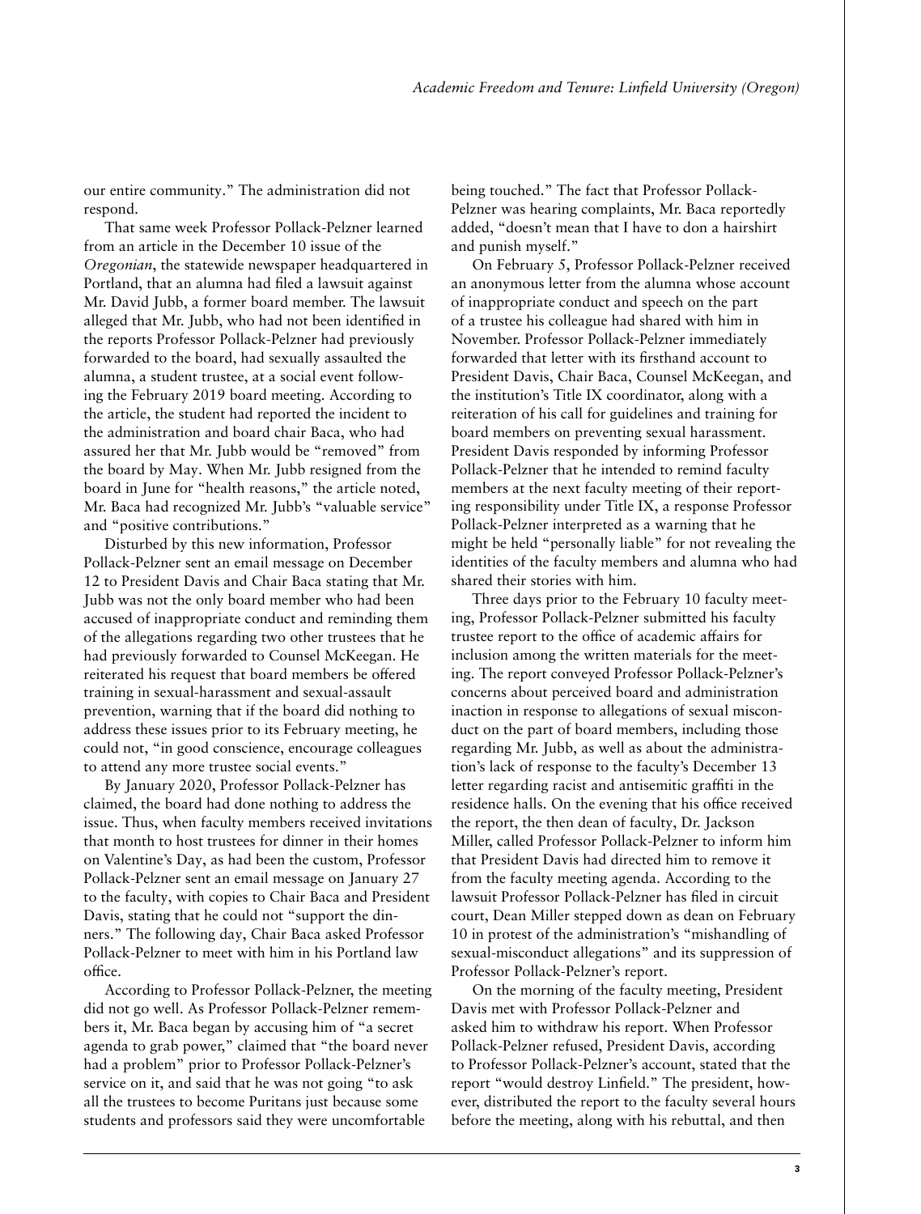our entire community." The administration did not respond.

That same week Professor Pollack-Pelzner learned from an article in the December 10 issue of the *Oregonian*, the statewide newspaper headquartered in Portland, that an alumna had filed a lawsuit against Mr. David Jubb, a former board member. The lawsuit alleged that Mr. Jubb, who had not been identified in the reports Professor Pollack-Pelzner had previously forwarded to the board, had sexually assaulted the alumna, a student trustee, at a social event following the February 2019 board meeting. According to the article, the student had reported the incident to the administration and board chair Baca, who had assured her that Mr. Jubb would be "removed" from the board by May. When Mr. Jubb resigned from the board in June for "health reasons," the article noted, Mr. Baca had recognized Mr. Jubb's "valuable service" and "positive contributions."

Disturbed by this new information, Professor Pollack-Pelzner sent an email message on December 12 to President Davis and Chair Baca stating that Mr. Jubb was not the only board member who had been accused of inappropriate conduct and reminding them of the allegations regarding two other trustees that he had previously forwarded to Counsel McKeegan. He reiterated his request that board members be offered training in sexual-harassment and sexual-assault prevention, warning that if the board did nothing to address these issues prior to its February meeting, he could not, "in good conscience, encourage colleagues to attend any more trustee social events."

By January 2020, Professor Pollack-Pelzner has claimed, the board had done nothing to address the issue. Thus, when faculty members received invitations that month to host trustees for dinner in their homes on Valentine's Day, as had been the custom, Professor Pollack-Pelzner sent an email message on January 27 to the faculty, with copies to Chair Baca and President Davis, stating that he could not "support the dinners." The following day, Chair Baca asked Professor Pollack-Pelzner to meet with him in his Portland law office.

According to Professor Pollack-Pelzner, the meeting did not go well. As Professor Pollack-Pelzner remembers it, Mr. Baca began by accusing him of "a secret agenda to grab power," claimed that "the board never had a problem" prior to Professor Pollack-Pelzner's service on it, and said that he was not going "to ask all the trustees to become Puritans just because some students and professors said they were uncomfortable being touched." The fact that Professor Pollack-Pelzner was hearing complaints, Mr. Baca reportedly added, "doesn't mean that I have to don a hairshirt and punish myself."

On February 5, Professor Pollack-Pelzner received an anonymous letter from the alumna whose account of inappropriate conduct and speech on the part of a trustee his colleague had shared with him in November. Professor Pollack-Pelzner immediately forwarded that letter with its firsthand account to President Davis, Chair Baca, Counsel McKeegan, and the institution's Title IX coordinator, along with a reiteration of his call for guidelines and training for board members on preventing sexual harassment. President Davis responded by informing Professor Pollack-Pelzner that he intended to remind faculty members at the next faculty meeting of their reporting responsibility under Title IX, a response Professor Pollack-Pelzner interpreted as a warning that he might be held "personally liable" for not revealing the identities of the faculty members and alumna who had shared their stories with him.

Three days prior to the February 10 faculty meeting, Professor Pollack-Pelzner submitted his faculty trustee report to the office of academic affairs for inclusion among the written materials for the meeting. The report conveyed Professor Pollack-Pelzner's concerns about perceived board and administration inaction in response to allegations of sexual misconduct on the part of board members, including those regarding Mr. Jubb, as well as about the administration's lack of response to the faculty's December 13 letter regarding racist and antisemitic graffiti in the residence halls. On the evening that his office received the report, the then dean of faculty, Dr. Jackson Miller, called Professor Pollack-Pelzner to inform him that President Davis had directed him to remove it from the faculty meeting agenda. According to the lawsuit Professor Pollack-Pelzner has filed in circuit court, Dean Miller stepped down as dean on February 10 in protest of the administration's "mishandling of sexual-misconduct allegations" and its suppression of Professor Pollack-Pelzner's report.

On the morning of the faculty meeting, President Davis met with Professor Pollack-Pelzner and asked him to withdraw his report. When Professor Pollack-Pelzner refused, President Davis, according to Professor Pollack-Pelzner's account, stated that the report "would destroy Linfield." The president, however, distributed the report to the faculty several hours before the meeting, along with his rebuttal, and then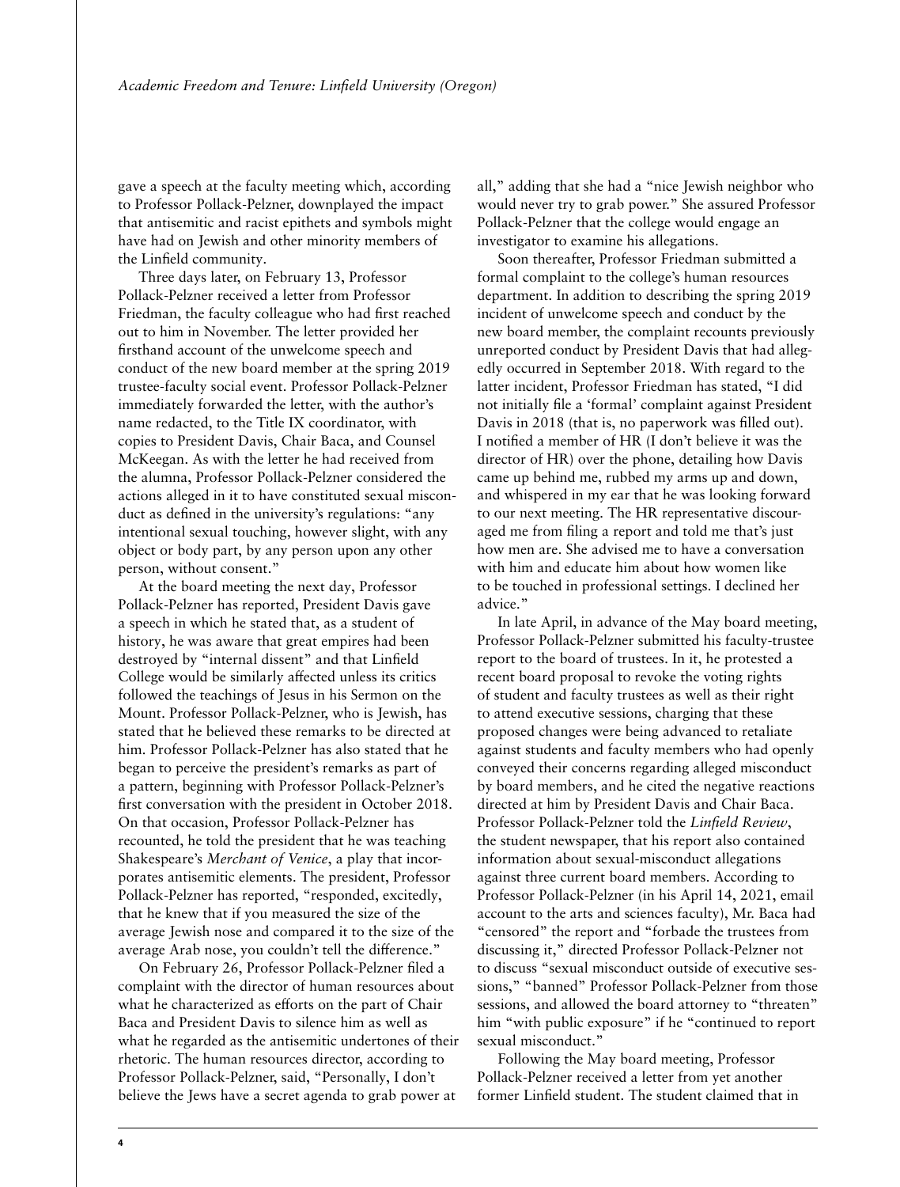gave a speech at the faculty meeting which, according to Professor Pollack-Pelzner, downplayed the impact that antisemitic and racist epithets and symbols might have had on Jewish and other minority members of the Linfield community.

Three days later, on February 13, Professor Pollack-Pelzner received a letter from Professor Friedman, the faculty colleague who had first reached out to him in November. The letter provided her firsthand account of the unwelcome speech and conduct of the new board member at the spring 2019 trustee-faculty social event. Professor Pollack-Pelzner immediately forwarded the letter, with the author's name redacted, to the Title IX coordinator, with copies to President Davis, Chair Baca, and Counsel McKeegan. As with the letter he had received from the alumna, Professor Pollack-Pelzner considered the actions alleged in it to have constituted sexual misconduct as defined in the university's regulations: "any intentional sexual touching, however slight, with any object or body part, by any person upon any other person, without consent."

At the board meeting the next day, Professor Pollack-Pelzner has reported, President Davis gave a speech in which he stated that, as a student of history, he was aware that great empires had been destroyed by "internal dissent" and that Linfield College would be similarly affected unless its critics followed the teachings of Jesus in his Sermon on the Mount. Professor Pollack-Pelzner, who is Jewish, has stated that he believed these remarks to be directed at him. Professor Pollack-Pelzner has also stated that he began to perceive the president's remarks as part of a pattern, beginning with Professor Pollack-Pelzner's first conversation with the president in October 2018. On that occasion, Professor Pollack-Pelzner has recounted, he told the president that he was teaching Shakespeare's *Merchant of Venice*, a play that incorporates antisemitic elements. The president, Professor Pollack-Pelzner has reported, "responded, excitedly, that he knew that if you measured the size of the average Jewish nose and compared it to the size of the average Arab nose, you couldn't tell the difference."

On February 26, Professor Pollack-Pelzner filed a complaint with the director of human resources about what he characterized as efforts on the part of Chair Baca and President Davis to silence him as well as what he regarded as the antisemitic undertones of their rhetoric. The human resources director, according to Professor Pollack-Pelzner, said, "Personally, I don't believe the Jews have a secret agenda to grab power at all," adding that she had a "nice Jewish neighbor who would never try to grab power." She assured Professor Pollack-Pelzner that the college would engage an investigator to examine his allegations.

Soon thereafter, Professor Friedman submitted a formal complaint to the college's human resources department. In addition to describing the spring 2019 incident of unwelcome speech and conduct by the new board member, the complaint recounts previously unreported conduct by President Davis that had allegedly occurred in September 2018. With regard to the latter incident, Professor Friedman has stated, "I did not initially file a 'formal' complaint against President Davis in 2018 (that is, no paperwork was filled out). I notified a member of HR (I don't believe it was the director of HR) over the phone, detailing how Davis came up behind me, rubbed my arms up and down, and whispered in my ear that he was looking forward to our next meeting. The HR representative discouraged me from filing a report and told me that's just how men are. She advised me to have a conversation with him and educate him about how women like to be touched in professional settings. I declined her advice."

In late April, in advance of the May board meeting, Professor Pollack-Pelzner submitted his faculty-trustee report to the board of trustees. In it, he protested a recent board proposal to revoke the voting rights of student and faculty trustees as well as their right to attend executive sessions, charging that these proposed changes were being advanced to retaliate against students and faculty members who had openly conveyed their concerns regarding alleged misconduct by board members, and he cited the negative reactions directed at him by President Davis and Chair Baca. Professor Pollack-Pelzner told the *Linfield Review*, the student newspaper, that his report also contained information about sexual-misconduct allegations against three current board members. According to Professor Pollack-Pelzner (in his April 14, 2021, email account to the arts and sciences faculty), Mr. Baca had "censored" the report and "forbade the trustees from discussing it," directed Professor Pollack-Pelzner not to discuss "sexual misconduct outside of executive sessions," "banned" Professor Pollack-Pelzner from those sessions, and allowed the board attorney to "threaten" him "with public exposure" if he "continued to report sexual misconduct."

Following the May board meeting, Professor Pollack-Pelzner received a letter from yet another former Linfield student. The student claimed that in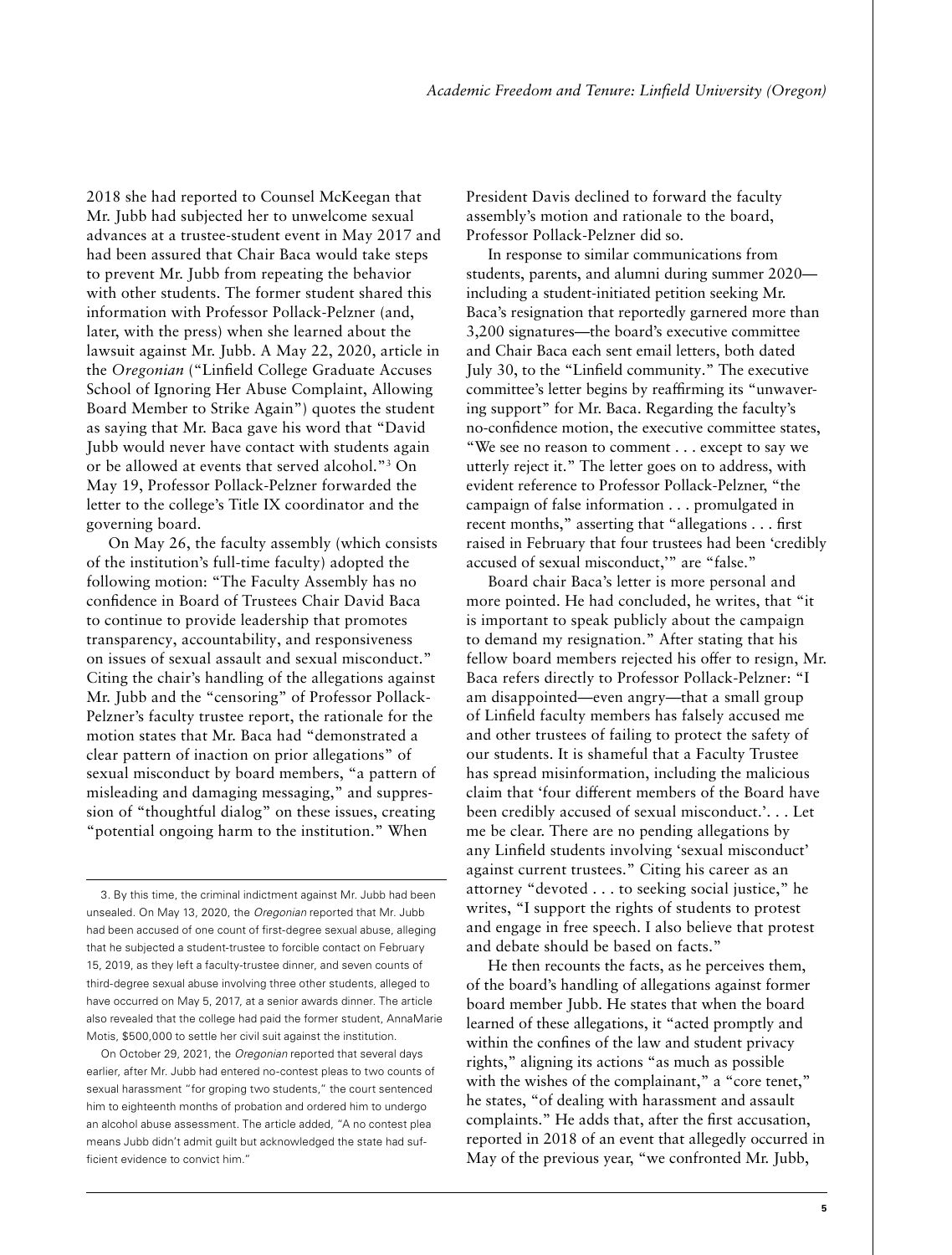2018 she had reported to Counsel McKeegan that Mr. Jubb had subjected her to unwelcome sexual advances at a trustee-student event in May 2017 and had been assured that Chair Baca would take steps to prevent Mr. Jubb from repeating the behavior with other students. The former student shared this information with Professor Pollack-Pelzner (and, later, with the press) when she learned about the lawsuit against Mr. Jubb. A May 22, 2020, article in the *Oregonian* ("Linfield College Graduate Accuses School of Ignoring Her Abuse Complaint, Allowing Board Member to Strike Again") quotes the student as saying that Mr. Baca gave his word that "David Jubb would never have contact with students again or be allowed at events that served alcohol."[3] On May 19, Professor Pollack-Pelzner forwarded the letter to the college's Title IX coordinator and the governing board.

On May 26, the faculty assembly (which consists of the institution's full-time faculty) adopted the following motion: "The Faculty Assembly has no confidence in Board of Trustees Chair David Baca to continue to provide leadership that promotes transparency, accountability, and responsiveness on issues of sexual assault and sexual misconduct." Citing the chair's handling of the allegations against Mr. Jubb and the "censoring" of Professor Pollack-Pelzner's faculty trustee report, the rationale for the motion states that Mr. Baca had "demonstrated a clear pattern of inaction on prior allegations" of sexual misconduct by board members, "a pattern of misleading and damaging messaging," and suppression of "thoughtful dialog" on these issues, creating "potential ongoing harm to the institution." When President Davis declined to forward the faculty assembly's motion and rationale to the board, Professor Pollack-Pelzner did so.

In response to similar communications from students, parents, and alumni during summer 2020—including a student-initiated petition seeking Mr. Baca's resignation that reportedly garnered more than 3,200 signatures—the board's executive committee and Chair Baca each sent email letters, both dated July 30, to the "Linfield community." The executive committee's letter begins by reaffirming its "unwavering support" for Mr. Baca. Regarding the faculty's no-confidence motion, the executive committee states, "We see no reason to comment . . . except to say we utterly reject it." The letter goes on to address, with evident reference to Professor Pollack-Pelzner, "the campaign of false information . . . promulgated in recent months," asserting that "allegations . . . first raised in February that four trustees had been 'credibly accused of sexual misconduct,'" are "false."

Board chair Baca's letter is more personal and more pointed. He had concluded, he writes, that "it is important to speak publicly about the campaign to demand my resignation." After stating that his fellow board members rejected his offer to resign, Mr. Baca refers directly to Professor Pollack-Pelzner: "I am disappointed—even angry—that a small group of Linfield faculty members has falsely accused me and other trustees of failing to protect the safety of our students. It is shameful that a Faculty Trustee has spread misinformation, including the malicious claim that 'four different members of the Board have been credibly accused of sexual misconduct.'. . . Let me be clear. There are no pending allegations by any Linfield students involving 'sexual misconduct' against current trustees." Citing his career as an attorney "devoted . . . to seeking social justice," he writes, "I support the rights of students to protest and engage in free speech. I also believe that protest and debate should be based on facts."

He then recounts the facts, as he perceives them, of the board's handling of allegations against former board member Jubb. He states that when the board learned of these allegations, it "acted promptly and within the confines of the law and student privacy rights," aligning its actions "as much as possible with the wishes of the complainant," a "core tenet," he states, "of dealing with harassment and assault complaints." He adds that, after the first accusation, reported in 2018 of an event that allegedly occurred in May of the previous year, "we confronted Mr. Jubb,

---

3. By this time, the criminal indictment against Mr. Jubb had been unsealed. On May 13, 2020, the *Oregonian* reported that Mr. Jubb had been accused of one count of first-degree sexual abuse, alleging that he subjected a student-trustee to forcible contact on February 15, 2019, as they left a faculty-trustee dinner, and seven counts of third-degree sexual abuse involving three other students, alleged to have occurred on May 5, 2017, at a senior awards dinner. The article also revealed that the college had paid the former student, AnnaMarie Motis, $500,000 to settle her civil suit against the institution.

On October 29, 2021, the *Oregonian* reported that several days earlier, after Mr. Jubb had entered no-contest pleas to two counts of sexual harassment "for groping two students," the court sentenced him to eighteenth months of probation and ordered him to undergo an alcohol abuse assessment. The article added, "A no contest plea means Jubb didn't admit guilt but acknowledged the state had sufficient evidence to convict him."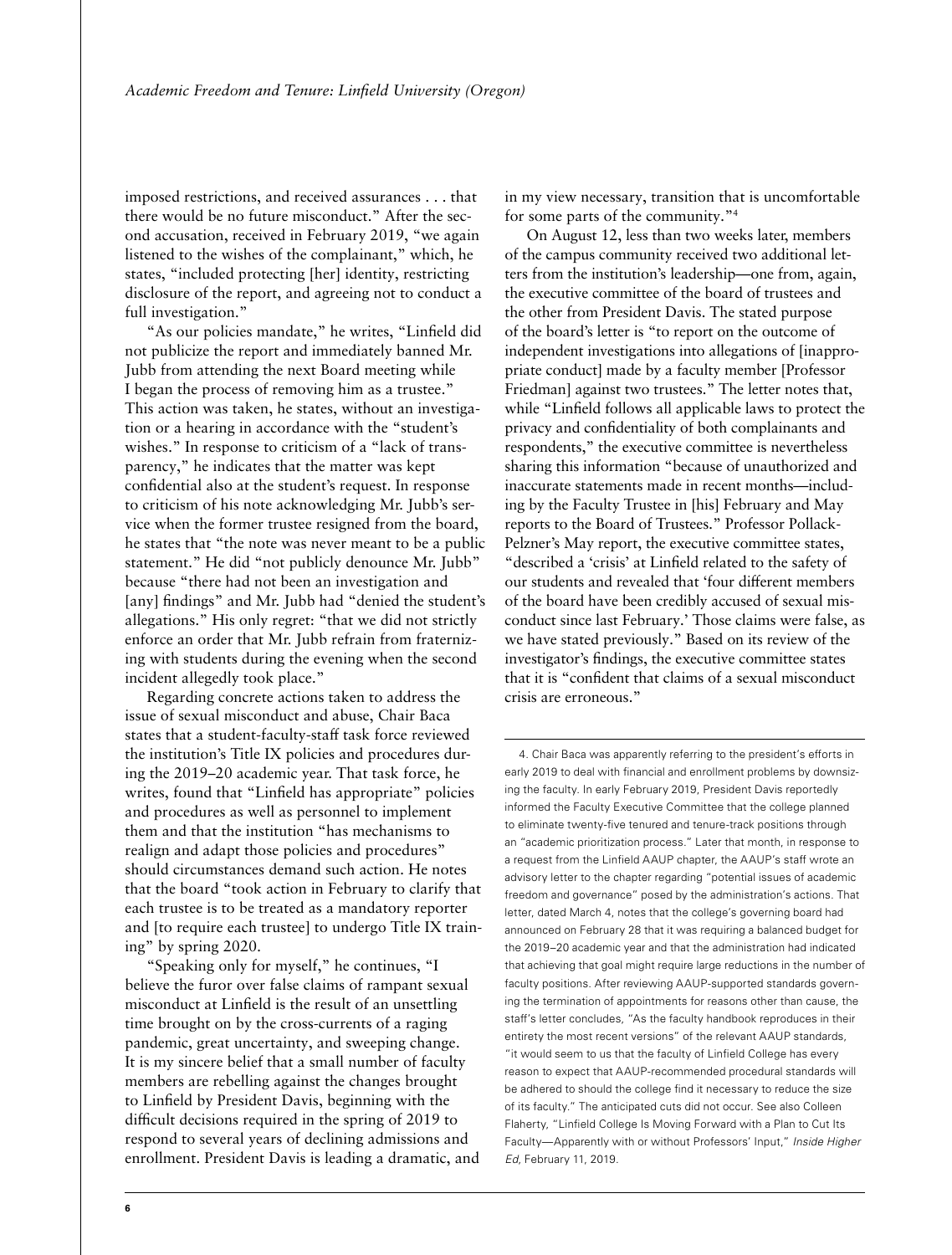imposed restrictions, and received assurances . . . that there would be no future misconduct." After the second accusation, received in February 2019, "we again listened to the wishes of the complainant," which, he states, "included protecting [her] identity, restricting disclosure of the report, and agreeing not to conduct a full investigation."

"As our policies mandate," he writes, "Linfield did not publicize the report and immediately banned Mr. Jubb from attending the next Board meeting while I began the process of removing him as a trustee." This action was taken, he states, without an investigation or a hearing in accordance with the "student's wishes." In response to criticism of a "lack of transparency," he indicates that the matter was kept confidential also at the student's request. In response to criticism of his note acknowledging Mr. Jubb's service when the former trustee resigned from the board, he states that "the note was never meant to be a public statement." He did "not publicly denounce Mr. Jubb" because "there had not been an investigation and [any] findings" and Mr. Jubb had "denied the student's allegations." His only regret: "that we did not strictly enforce an order that Mr. Jubb refrain from fraternizing with students during the evening when the second incident allegedly took place."

Regarding concrete actions taken to address the issue of sexual misconduct and abuse, Chair Baca states that a student-faculty-staff task force reviewed the institution's Title IX policies and procedures during the 2019–20 academic year. That task force, he writes, found that "Linfield has appropriate" policies and procedures as well as personnel to implement them and that the institution "has mechanisms to realign and adapt those policies and procedures" should circumstances demand such action. He notes that the board "took action in February to clarify that each trustee is to be treated as a mandatory reporter and [to require each trustee] to undergo Title IX training" by spring 2020.

"Speaking only for myself," he continues, "I believe the furor over false claims of rampant sexual misconduct at Linfield is the result of an unsettling time brought on by the cross-currents of a raging pandemic, great uncertainty, and sweeping change. It is my sincere belief that a small number of faculty members are rebelling against the changes brought to Linfield by President Davis, beginning with the difficult decisions required in the spring of 2019 to respond to several years of declining admissions and enrollment. President Davis is leading a dramatic, and in my view necessary, transition that is uncomfortable for some parts of the community."[4]

On August 12, less than two weeks later, members of the campus community received two additional letters from the institution's leadership—one from, again, the executive committee of the board of trustees and the other from President Davis. The stated purpose of the board's letter is "to report on the outcome of independent investigations into allegations of [inappropriate conduct] made by a faculty member [Professor Friedman] against two trustees." The letter notes that, while "Linfield follows all applicable laws to protect the privacy and confidentiality of both complainants and respondents," the executive committee is nevertheless sharing this information "because of unauthorized and inaccurate statements made in recent months—including by the Faculty Trustee in [his] February and May reports to the Board of Trustees." Professor Pollack-Pelzner's May report, the executive committee states, "described a 'crisis' at Linfield related to the safety of our students and revealed that 'four different members of the board have been credibly accused of sexual misconduct since last February.' Those claims were false, as we have stated previously." Based on its review of the investigator's findings, the executive committee states that it is "confident that claims of a sexual misconduct crisis are erroneous."

---

4. Chair Baca was apparently referring to the president's efforts in early 2019 to deal with financial and enrollment problems by downsizing the faculty. In early February 2019, President Davis reportedly informed the Faculty Executive Committee that the college planned to eliminate twenty-five tenured and tenure-track positions through an "academic prioritization process." Later that month, in response to a request from the Linfield AAUP chapter, the AAUP's staff wrote an advisory letter to the chapter regarding "potential issues of academic freedom and governance" posed by the administration's actions. That letter, dated March 4, notes that the college's governing board had announced on February 28 that it was requiring a balanced budget for the 2019–20 academic year and that the administration had indicated that achieving that goal might require large reductions in the number of faculty positions. After reviewing AAUP-supported standards governing the termination of appointments for reasons other than cause, the staff's letter concludes, "As the faculty handbook reproduces in their entirety the most recent versions" of the relevant AAUP standards, "it would seem to us that the faculty of Linfield College has every reason to expect that AAUP-recommended procedural standards will be adhered to should the college find it necessary to reduce the size of its faculty." The anticipated cuts did not occur. See also Colleen Flaherty, "Linfield College Is Moving Forward with a Plan to Cut Its Faculty—Apparently with or without Professors' Input," *Inside Higher Ed*, February 11, 2019.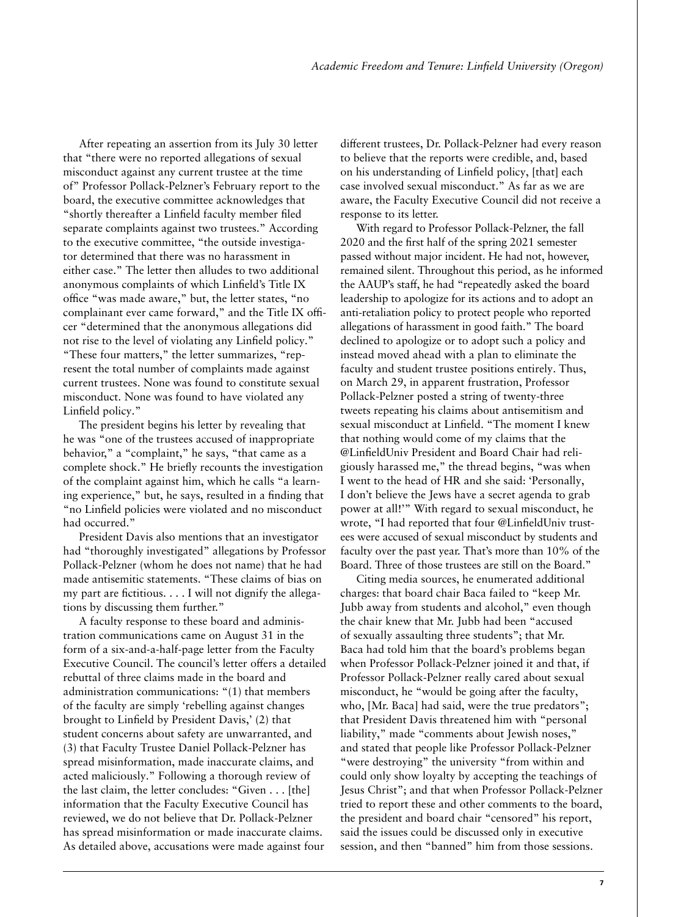After repeating an assertion from its July 30 letter that "there were no reported allegations of sexual misconduct against any current trustee at the time of" Professor Pollack-Pelzner's February report to the board, the executive committee acknowledges that "shortly thereafter a Linfield faculty member filed separate complaints against two trustees." According to the executive committee, "the outside investigator determined that there was no harassment in either case." The letter then alludes to two additional anonymous complaints of which Linfield's Title IX office "was made aware," but, the letter states, "no complainant ever came forward," and the Title IX officer "determined that the anonymous allegations did not rise to the level of violating any Linfield policy." "These four matters," the letter summarizes, "represent the total number of complaints made against current trustees. None was found to constitute sexual misconduct. None was found to have violated any Linfield policy."

The president begins his letter by revealing that he was "one of the trustees accused of inappropriate behavior," a "complaint," he says, "that came as a complete shock." He briefly recounts the investigation of the complaint against him, which he calls "a learning experience," but, he says, resulted in a finding that "no Linfield policies were violated and no misconduct had occurred."

President Davis also mentions that an investigator had "thoroughly investigated" allegations by Professor Pollack-Pelzner (whom he does not name) that he had made antisemitic statements. "These claims of bias on my part are fictitious. . . . I will not dignify the allegations by discussing them further."

A faculty response to these board and administration communications came on August 31 in the form of a six-and-a-half-page letter from the Faculty Executive Council. The council's letter offers a detailed rebuttal of three claims made in the board and administration communications: "(1) that members of the faculty are simply 'rebelling against changes brought to Linfield by President Davis,' (2) that student concerns about safety are unwarranted, and (3) that Faculty Trustee Daniel Pollack-Pelzner has spread misinformation, made inaccurate claims, and acted maliciously." Following a thorough review of the last claim, the letter concludes: "Given . . . [the] information that the Faculty Executive Council has reviewed, we do not believe that Dr. Pollack-Pelzner has spread misinformation or made inaccurate claims. As detailed above, accusations were made against four different trustees, Dr. Pollack-Pelzner had every reason to believe that the reports were credible, and, based on his understanding of Linfield policy, [that] each case involved sexual misconduct." As far as we are aware, the Faculty Executive Council did not receive a response to its letter.

With regard to Professor Pollack-Pelzner, the fall 2020 and the first half of the spring 2021 semester passed without major incident. He had not, however, remained silent. Throughout this period, as he informed the AAUP's staff, he had "repeatedly asked the board leadership to apologize for its actions and to adopt an anti-retaliation policy to protect people who reported allegations of harassment in good faith." The board declined to apologize or to adopt such a policy and instead moved ahead with a plan to eliminate the faculty and student trustee positions entirely. Thus, on March 29, in apparent frustration, Professor Pollack-Pelzner posted a string of twenty-three tweets repeating his claims about antisemitism and sexual misconduct at Linfield. "The moment I knew that nothing would come of my claims that the @LinfieldUniv President and Board Chair had religiously harassed me," the thread begins, "was when I went to the head of HR and she said: 'Personally, I don't believe the Jews have a secret agenda to grab power at all!'" With regard to sexual misconduct, he wrote, "I had reported that four @LinfieldUniv trustees were accused of sexual misconduct by students and faculty over the past year. That's more than 10% of the Board. Three of those trustees are still on the Board."

Citing media sources, he enumerated additional charges: that board chair Baca failed to "keep Mr. Jubb away from students and alcohol," even though the chair knew that Mr. Jubb had been "accused of sexually assaulting three students"; that Mr. Baca had told him that the board's problems began when Professor Pollack-Pelzner joined it and that, if Professor Pollack-Pelzner really cared about sexual misconduct, he "would be going after the faculty, who, [Mr. Baca] had said, were the true predators"; that President Davis threatened him with "personal liability," made "comments about Jewish noses," and stated that people like Professor Pollack-Pelzner "were destroying" the university "from within and could only show loyalty by accepting the teachings of Jesus Christ"; and that when Professor Pollack-Pelzner tried to report these and other comments to the board, the president and board chair "censored" his report, said the issues could be discussed only in executive session, and then "banned" him from those sessions.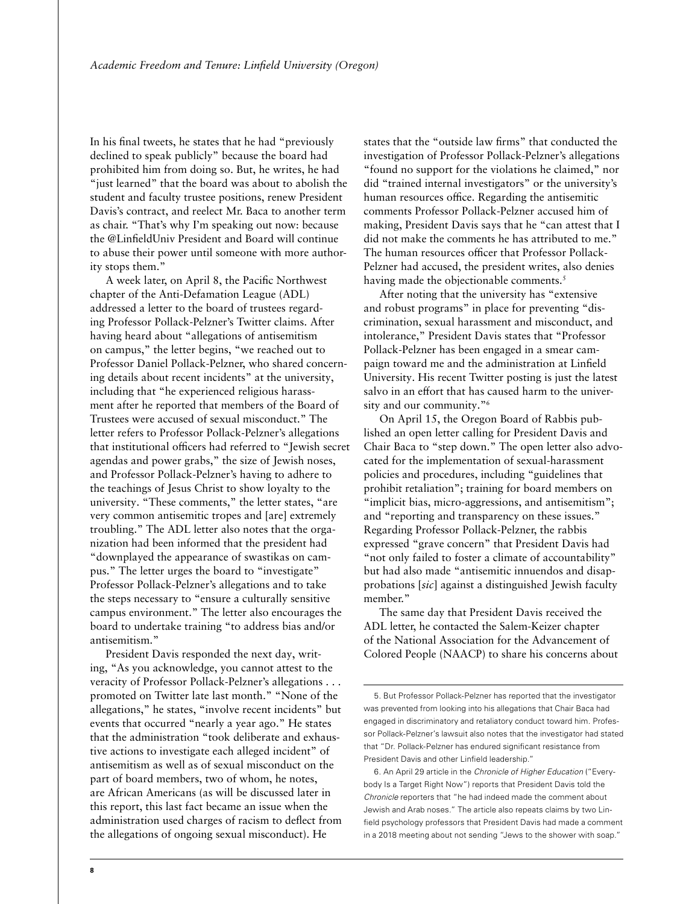In his final tweets, he states that he had "previously declined to speak publicly" because the board had prohibited him from doing so. But, he writes, he had "just learned" that the board was about to abolish the student and faculty trustee positions, renew President Davis's contract, and reelect Mr. Baca to another term as chair. "That's why I'm speaking out now: because the @LinfieldUniv President and Board will continue to abuse their power until someone with more authority stops them."

A week later, on April 8, the Pacific Northwest chapter of the Anti-Defamation League (ADL) addressed a letter to the board of trustees regarding Professor Pollack-Pelzner's Twitter claims. After having heard about "allegations of antisemitism on campus," the letter begins, "we reached out to Professor Daniel Pollack-Pelzner, who shared concerning details about recent incidents" at the university, including that "he experienced religious harassment after he reported that members of the Board of Trustees were accused of sexual misconduct." The letter refers to Professor Pollack-Pelzner's allegations that institutional officers had referred to "Jewish secret agendas and power grabs," the size of Jewish noses, and Professor Pollack-Pelzner's having to adhere to the teachings of Jesus Christ to show loyalty to the university. "These comments," the letter states, "are very common antisemitic tropes and [are] extremely troubling." The ADL letter also notes that the organization had been informed that the president had "downplayed the appearance of swastikas on campus." The letter urges the board to "investigate" Professor Pollack-Pelzner's allegations and to take the steps necessary to "ensure a culturally sensitive campus environment." The letter also encourages the board to undertake training "to address bias and/or antisemitism."

President Davis responded the next day, writing, "As you acknowledge, you cannot attest to the veracity of Professor Pollack-Pelzner's allegations . . . promoted on Twitter late last month." "None of the allegations," he states, "involve recent incidents" but events that occurred "nearly a year ago." He states that the administration "took deliberate and exhaustive actions to investigate each alleged incident" of antisemitism as well as of sexual misconduct on the part of board members, two of whom, he notes, are African Americans (as will be discussed later in this report, this last fact became an issue when the administration used charges of racism to deflect from the allegations of ongoing sexual misconduct). He states that the "outside law firms" that conducted the investigation of Professor Pollack-Pelzner's allegations "found no support for the violations he claimed," nor did "trained internal investigators" or the university's human resources office. Regarding the antisemitic comments Professor Pollack-Pelzner accused him of making, President Davis says that he "can attest that I did not make the comments he has attributed to me." The human resources officer that Professor Pollack-Pelzner had accused, the president writes, also denies having made the objectionable comments.[5]

After noting that the university has "extensive and robust programs" in place for preventing "discrimination, sexual harassment and misconduct, and intolerance," President Davis states that "Professor Pollack-Pelzner has been engaged in a smear campaign toward me and the administration at Linfield University. His recent Twitter posting is just the latest salvo in an effort that has caused harm to the university and our community."[6]

On April 15, the Oregon Board of Rabbis published an open letter calling for President Davis and Chair Baca to "step down." The open letter also advocated for the implementation of sexual-harassment policies and procedures, including "guidelines that prohibit retaliation"; training for board members on "implicit bias, micro-aggressions, and antisemitism"; and "reporting and transparency on these issues." Regarding Professor Pollack-Pelzner, the rabbis expressed "grave concern" that President Davis had "not only failed to foster a climate of accountability" but had also made "antisemitic innuendos and disapprobations [*sic*] against a distinguished Jewish faculty member."

The same day that President Davis received the ADL letter, he contacted the Salem-Keizer chapter of the National Association for the Advancement of Colored People (NAACP) to share his concerns about

---

5. But Professor Pollack-Pelzner has reported that the investigator was prevented from looking into his allegations that Chair Baca had engaged in discriminatory and retaliatory conduct toward him. Professor Pollack-Pelzner's lawsuit also notes that the investigator had stated that "Dr. Pollack-Pelzner has endured significant resistance from President Davis and other Linfield leadership."

6. An April 29 article in the *Chronicle of Higher Education* ("Everybody Is a Target Right Now") reports that President Davis told the *Chronicle* reporters that "he had indeed made the comment about Jewish and Arab noses." The article also repeats claims by two Linfield psychology professors that President Davis had made a comment in a 2018 meeting about not sending "Jews to the shower with soap."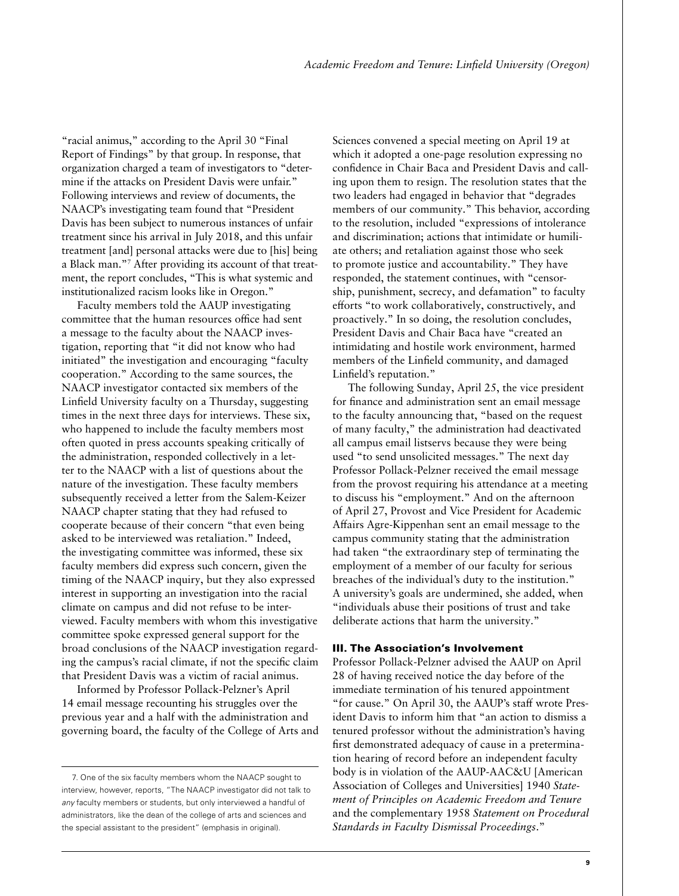"racial animus," according to the April 30 "Final Report of Findings" by that group. In response, that organization charged a team of investigators to "determine if the attacks on President Davis were unfair." Following interviews and review of documents, the NAACP's investigating team found that "President Davis has been subject to numerous instances of unfair treatment since his arrival in July 2018, and this unfair treatment [and] personal attacks were due to [his] being a Black man."[7] After providing its account of that treatment, the report concludes, "This is what systemic and institutionalized racism looks like in Oregon."

Faculty members told the AAUP investigating committee that the human resources office had sent a message to the faculty about the NAACP investigation, reporting that "it did not know who had initiated" the investigation and encouraging "faculty cooperation." According to the same sources, the NAACP investigator contacted six members of the Linfield University faculty on a Thursday, suggesting times in the next three days for interviews. These six, who happened to include the faculty members most often quoted in press accounts speaking critically of the administration, responded collectively in a letter to the NAACP with a list of questions about the nature of the investigation. These faculty members subsequently received a letter from the Salem-Keizer NAACP chapter stating that they had refused to cooperate because of their concern "that even being asked to be interviewed was retaliation." Indeed, the investigating committee was informed, these six faculty members did express such concern, given the timing of the NAACP inquiry, but they also expressed interest in supporting an investigation into the racial climate on campus and did not refuse to be interviewed. Faculty members with whom this investigative committee spoke expressed general support for the broad conclusions of the NAACP investigation regarding the campus's racial climate, if not the specific claim that President Davis was a victim of racial animus.

Informed by Professor Pollack-Pelzner's April 14 email message recounting his struggles over the previous year and a half with the administration and governing board, the faculty of the College of Arts and Sciences convened a special meeting on April 19 at which it adopted a one-page resolution expressing no confidence in Chair Baca and President Davis and calling upon them to resign. The resolution states that the two leaders had engaged in behavior that "degrades members of our community." This behavior, according to the resolution, included "expressions of intolerance and discrimination; actions that intimidate or humiliate others; and retaliation against those who seek to promote justice and accountability." They have responded, the statement continues, with "censorship, punishment, secrecy, and defamation" to faculty efforts "to work collaboratively, constructively, and proactively." In so doing, the resolution concludes, President Davis and Chair Baca have "created an intimidating and hostile work environment, harmed members of the Linfield community, and damaged Linfield's reputation."

The following Sunday, April 25, the vice president for finance and administration sent an email message to the faculty announcing that, "based on the request of many faculty," the administration had deactivated all campus email listservs because they were being used "to send unsolicited messages." The next day Professor Pollack-Pelzner received the email message from the provost requiring his attendance at a meeting to discuss his "employment." And on the afternoon of April 27, Provost and Vice President for Academic Affairs Agre-Kippenhan sent an email message to the campus community stating that the administration had taken "the extraordinary step of terminating the employment of a member of our faculty for serious breaches of the individual's duty to the institution." A university's goals are undermined, she added, when "individuals abuse their positions of trust and take deliberate actions that harm the university."

## III. The Association's Involvement

Professor Pollack-Pelzner advised the AAUP on April 28 of having received notice the day before of the immediate termination of his tenured appointment "for cause." On April 30, the AAUP's staff wrote President Davis to inform him that "an action to dismiss a tenured professor without the administration's having first demonstrated adequacy of cause in a pretermination hearing of record before an independent faculty body is in violation of the AAUP-AAC&U [American Association of Colleges and Universities] 1940 *Statement of Principles on Academic Freedom and Tenure* and the complementary 1958 *Statement on Procedural Standards in Faculty Dismissal Proceedings*."

7. One of the six faculty members whom the NAACP sought to interview, however, reports, "The NAACP investigator did not talk to *any* faculty members or students, but only interviewed a handful of administrators, like the dean of the college of arts and sciences and the special assistant to the president" (emphasis in original).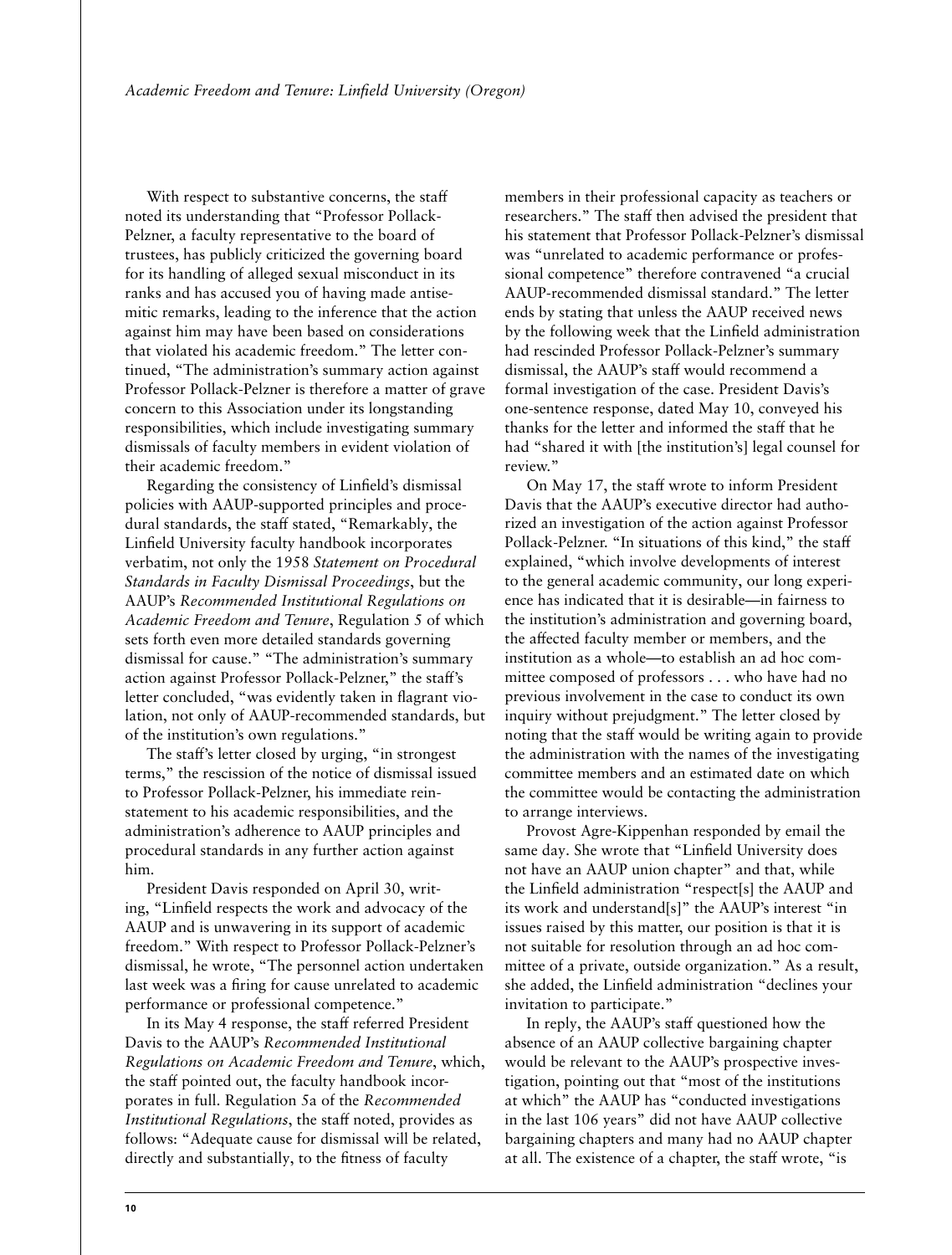With respect to substantive concerns, the staff noted its understanding that "Professor Pollack-Pelzner, a faculty representative to the board of trustees, has publicly criticized the governing board for its handling of alleged sexual misconduct in its ranks and has accused you of having made antisemitic remarks, leading to the inference that the action against him may have been based on considerations that violated his academic freedom." The letter continued, "The administration's summary action against Professor Pollack-Pelzner is therefore a matter of grave concern to this Association under its longstanding responsibilities, which include investigating summary dismissals of faculty members in evident violation of their academic freedom."

Regarding the consistency of Linfield's dismissal policies with AAUP-supported principles and procedural standards, the staff stated, "Remarkably, the Linfield University faculty handbook incorporates verbatim, not only the 1958 *Statement on Procedural Standards in Faculty Dismissal Proceedings*, but the AAUP's *Recommended Institutional Regulations on Academic Freedom and Tenure*, Regulation 5 of which sets forth even more detailed standards governing dismissal for cause." "The administration's summary action against Professor Pollack-Pelzner," the staff's letter concluded, "was evidently taken in flagrant violation, not only of AAUP-recommended standards, but of the institution's own regulations."

The staff's letter closed by urging, "in strongest terms," the rescission of the notice of dismissal issued to Professor Pollack-Pelzner, his immediate reinstatement to his academic responsibilities, and the administration's adherence to AAUP principles and procedural standards in any further action against him.

President Davis responded on April 30, writing, "Linfield respects the work and advocacy of the AAUP and is unwavering in its support of academic freedom." With respect to Professor Pollack-Pelzner's dismissal, he wrote, "The personnel action undertaken last week was a firing for cause unrelated to academic performance or professional competence."

In its May 4 response, the staff referred President Davis to the AAUP's *Recommended Institutional Regulations on Academic Freedom and Tenure*, which, the staff pointed out, the faculty handbook incorporates in full. Regulation 5a of the *Recommended Institutional Regulations*, the staff noted, provides as follows: "Adequate cause for dismissal will be related, directly and substantially, to the fitness of faculty members in their professional capacity as teachers or researchers." The staff then advised the president that his statement that Professor Pollack-Pelzner's dismissal was "unrelated to academic performance or professional competence" therefore contravened "a crucial AAUP-recommended dismissal standard." The letter ends by stating that unless the AAUP received news by the following week that the Linfield administration had rescinded Professor Pollack-Pelzner's summary dismissal, the AAUP's staff would recommend a formal investigation of the case. President Davis's one-sentence response, dated May 10, conveyed his thanks for the letter and informed the staff that he had "shared it with [the institution's] legal counsel for review."

On May 17, the staff wrote to inform President Davis that the AAUP's executive director had authorized an investigation of the action against Professor Pollack-Pelzner. "In situations of this kind," the staff explained, "which involve developments of interest to the general academic community, our long experience has indicated that it is desirable—in fairness to the institution's administration and governing board, the affected faculty member or members, and the institution as a whole—to establish an ad hoc committee composed of professors . . . who have had no previous involvement in the case to conduct its own inquiry without prejudgment." The letter closed by noting that the staff would be writing again to provide the administration with the names of the investigating committee members and an estimated date on which the committee would be contacting the administration to arrange interviews.

Provost Agre-Kippenhan responded by email the same day. She wrote that "Linfield University does not have an AAUP union chapter" and that, while the Linfield administration "respect[s] the AAUP and its work and understand[s]" the AAUP's interest "in issues raised by this matter, our position is that it is not suitable for resolution through an ad hoc committee of a private, outside organization." As a result, she added, the Linfield administration "declines your invitation to participate."

In reply, the AAUP's staff questioned how the absence of an AAUP collective bargaining chapter would be relevant to the AAUP's prospective investigation, pointing out that "most of the institutions at which" the AAUP has "conducted investigations in the last 106 years" did not have AAUP collective bargaining chapters and many had no AAUP chapter at all. The existence of a chapter, the staff wrote, "is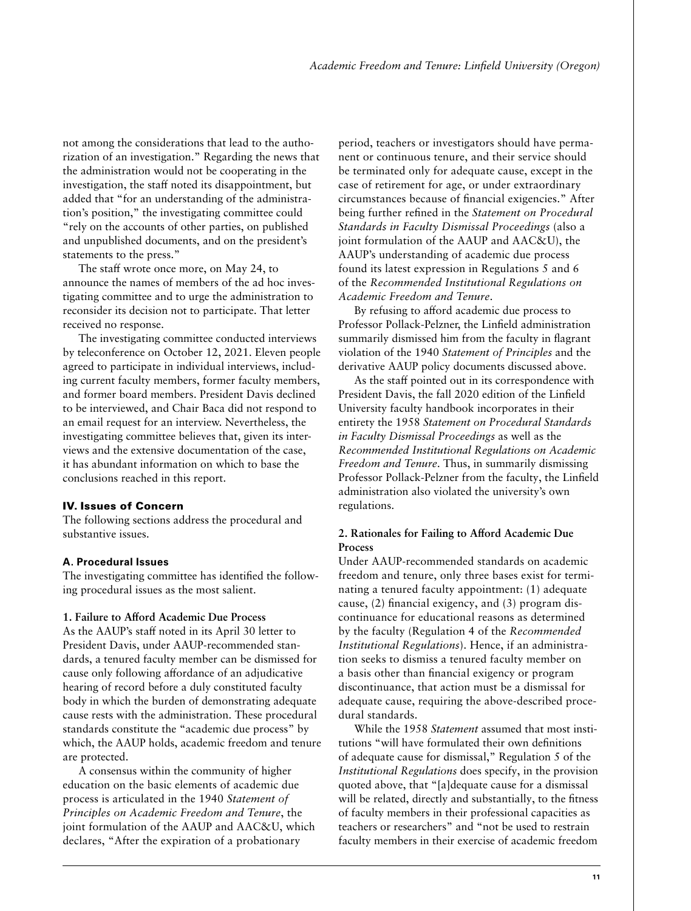not among the considerations that lead to the authorization of an investigation." Regarding the news that the administration would not be cooperating in the investigation, the staff noted its disappointment, but added that "for an understanding of the administration's position," the investigating committee could "rely on the accounts of other parties, on published and unpublished documents, and on the president's statements to the press."

The staff wrote once more, on May 24, to announce the names of members of the ad hoc investigating committee and to urge the administration to reconsider its decision not to participate. That letter received no response.

The investigating committee conducted interviews by teleconference on October 12, 2021. Eleven people agreed to participate in individual interviews, including current faculty members, former faculty members, and former board members. President Davis declined to be interviewed, and Chair Baca did not respond to an email request for an interview. Nevertheless, the investigating committee believes that, given its interviews and the extensive documentation of the case, it has abundant information on which to base the conclusions reached in this report.

## IV. Issues of Concern

The following sections address the procedural and substantive issues.

### A. Procedural Issues

The investigating committee has identified the following procedural issues as the most salient.

#### 1. Failure to Afford Academic Due Process

As the AAUP's staff noted in its April 30 letter to President Davis, under AAUP-recommended standards, a tenured faculty member can be dismissed for cause only following affordance of an adjudicative hearing of record before a duly constituted faculty body in which the burden of demonstrating adequate cause rests with the administration. These procedural standards constitute the "academic due process" by which, the AAUP holds, academic freedom and tenure are protected.

A consensus within the community of higher education on the basic elements of academic due process is articulated in the 1940 *Statement of Principles on Academic Freedom and Tenure*, the joint formulation of the AAUP and AAC&U, which declares, "After the expiration of a probationary period, teachers or investigators should have permanent or continuous tenure, and their service should be terminated only for adequate cause, except in the case of retirement for age, or under extraordinary circumstances because of financial exigencies." After being further refined in the *Statement on Procedural Standards in Faculty Dismissal Proceedings* (also a joint formulation of the AAUP and AAC&U), the AAUP's understanding of academic due process found its latest expression in Regulations 5 and 6 of the *Recommended Institutional Regulations on Academic Freedom and Tenure*.

By refusing to afford academic due process to Professor Pollack-Pelzner, the Linfield administration summarily dismissed him from the faculty in flagrant violation of the 1940 *Statement of Principles* and the derivative AAUP policy documents discussed above.

As the staff pointed out in its correspondence with President Davis, the fall 2020 edition of the Linfield University faculty handbook incorporates in their entirety the 1958 *Statement on Procedural Standards in Faculty Dismissal Proceedings* as well as the *Recommended Institutional Regulations on Academic Freedom and Tenure*. Thus, in summarily dismissing Professor Pollack-Pelzner from the faculty, the Linfield administration also violated the university's own regulations.

#### 2. Rationales for Failing to Afford Academic Due Process

Under AAUP-recommended standards on academic freedom and tenure, only three bases exist for terminating a tenured faculty appointment: (1) adequate cause, (2) financial exigency, and (3) program discontinuance for educational reasons as determined by the faculty (Regulation 4 of the *Recommended Institutional Regulations*). Hence, if an administration seeks to dismiss a tenured faculty member on a basis other than financial exigency or program discontinuance, that action must be a dismissal for adequate cause, requiring the above-described procedural standards.

While the 1958 *Statement* assumed that most institutions "will have formulated their own definitions of adequate cause for dismissal," Regulation 5 of the *Institutional Regulations* does specify, in the provision quoted above, that "[a]dequate cause for a dismissal will be related, directly and substantially, to the fitness of faculty members in their professional capacities as teachers or researchers" and "not be used to restrain faculty members in their exercise of academic freedom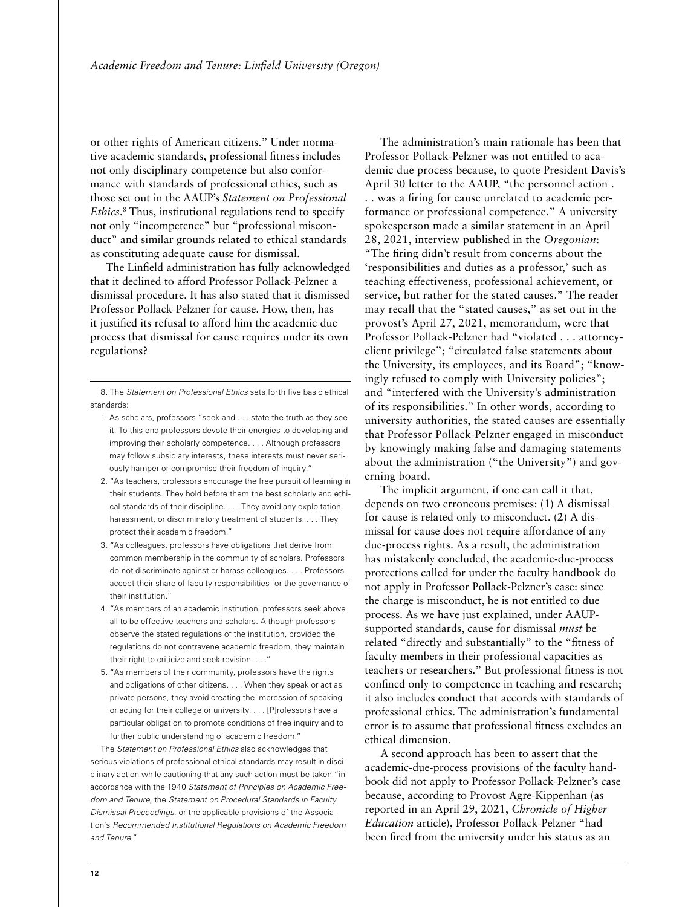or other rights of American citizens." Under normative academic standards, professional fitness includes not only disciplinary competence but also conformance with standards of professional ethics, such as those set out in the AAUP's *Statement on Professional Ethics*.[8] Thus, institutional regulations tend to specify not only "incompetence" but "professional misconduct" and similar grounds related to ethical standards as constituting adequate cause for dismissal.

The Linfield administration has fully acknowledged that it declined to afford Professor Pollack-Pelzner a dismissal procedure. It has also stated that it dismissed Professor Pollack-Pelzner for cause. How, then, has it justified its refusal to afford him the academic due process that dismissal for cause requires under its own regulations?

The administration's main rationale has been that Professor Pollack-Pelzner was not entitled to academic due process because, to quote President Davis's April 30 letter to the AAUP, "the personnel action . . . was a firing for cause unrelated to academic performance or professional competence." A university spokesperson made a similar statement in an April 28, 2021, interview published in the *Oregonian*: "The firing didn't result from concerns about the 'responsibilities and duties as a professor,' such as teaching effectiveness, professional achievement, or service, but rather for the stated causes." The reader may recall that the "stated causes," as set out in the provost's April 27, 2021, memorandum, were that Professor Pollack-Pelzner had "violated . . . attorney-client privilege"; "circulated false statements about the University, its employees, and its Board"; "knowingly refused to comply with University policies"; and "interfered with the University's administration of its responsibilities." In other words, according to university authorities, the stated causes are essentially that Professor Pollack-Pelzner engaged in misconduct by knowingly making false and damaging statements about the administration ("the University") and governing board.

The implicit argument, if one can call it that, depends on two erroneous premises: (1) A dismissal for cause is related only to misconduct. (2) A dismissal for cause does not require affordance of any due-process rights. As a result, the administration has mistakenly concluded, the academic-due-process protections called for under the faculty handbook do not apply in Professor Pollack-Pelzner's case: since the charge is misconduct, he is not entitled to due process. As we have just explained, under AAUP-supported standards, cause for dismissal *must* be related "directly and substantially" to the "fitness of faculty members in their professional capacities as teachers or researchers." But professional fitness is not confined only to competence in teaching and research; it also includes conduct that accords with standards of professional ethics. The administration's fundamental error is to assume that professional fitness excludes an ethical dimension.

A second approach has been to assert that the academic-due-process provisions of the faculty handbook did not apply to Professor Pollack-Pelzner's case because, according to Provost Agre-Kippenhan (as reported in an April 29, 2021, *Chronicle of Higher Education* article), Professor Pollack-Pelzner "had been fired from the university under his status as an

---

8. The *Statement on Professional Ethics* sets forth five basic ethical standards:

1. As scholars, professors "seek and . . . state the truth as they see it. To this end professors devote their energies to developing and improving their scholarly competence. . . . Although professors may follow subsidiary interests, these interests must never seriously hamper or compromise their freedom of inquiry."
2. "As teachers, professors encourage the free pursuit of learning in their students. They hold before them the best scholarly and ethical standards of their discipline. . . . They avoid any exploitation, harassment, or discriminatory treatment of students. . . . They protect their academic freedom."
3. "As colleagues, professors have obligations that derive from common membership in the community of scholars. Professors do not discriminate against or harass colleagues. . . . Professors accept their share of faculty responsibilities for the governance of their institution."
4. "As members of an academic institution, professors seek above all to be effective teachers and scholars. Although professors observe the stated regulations of the institution, provided the regulations do not contravene academic freedom, they maintain their right to criticize and seek revision. . . ."
5. "As members of their community, professors have the rights and obligations of other citizens. . . . When they speak or act as private persons, they avoid creating the impression of speaking or acting for their college or university. . . . [P]rofessors have a particular obligation to promote conditions of free inquiry and to further public understanding of academic freedom."

The *Statement on Professional Ethics* also acknowledges that serious violations of professional ethical standards may result in disciplinary action while cautioning that any such action must be taken "in accordance with the 1940 *Statement of Principles on Academic Freedom and Tenure*, the *Statement on Procedural Standards in Faculty Dismissal Proceedings*, or the applicable provisions of the Association's *Recommended Institutional Regulations on Academic Freedom and Tenure*."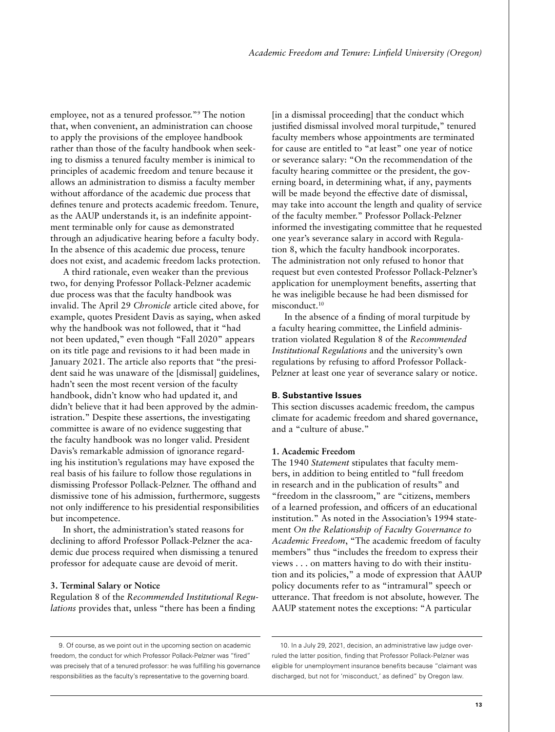employee, not as a tenured professor."[9] The notion that, when convenient, an administration can choose to apply the provisions of the employee handbook rather than those of the faculty handbook when seeking to dismiss a tenured faculty member is inimical to principles of academic freedom and tenure because it allows an administration to dismiss a faculty member without affordance of the academic due process that defines tenure and protects academic freedom. Tenure, as the AAUP understands it, is an indefinite appointment terminable only for cause as demonstrated through an adjudicative hearing before a faculty body. In the absence of this academic due process, tenure does not exist, and academic freedom lacks protection.

A third rationale, even weaker than the previous two, for denying Professor Pollack-Pelzner academic due process was that the faculty handbook was invalid. The April 29 *Chronicle* article cited above, for example, quotes President Davis as saying, when asked why the handbook was not followed, that it "had not been updated," even though "Fall 2020" appears on its title page and revisions to it had been made in January 2021. The article also reports that "the president said he was unaware of the [dismissal] guidelines, hadn't seen the most recent version of the faculty handbook, didn't know who had updated it, and didn't believe that it had been approved by the administration." Despite these assertions, the investigating committee is aware of no evidence suggesting that the faculty handbook was no longer valid. President Davis's remarkable admission of ignorance regarding his institution's regulations may have exposed the real basis of his failure to follow those regulations in dismissing Professor Pollack-Pelzner. The offhand and dismissive tone of his admission, furthermore, suggests not only indifference to his presidential responsibilities but incompetence.

In short, the administration's stated reasons for declining to afford Professor Pollack-Pelzner the academic due process required when dismissing a tenured professor for adequate cause are devoid of merit.

#### 3. Terminal Salary or Notice

Regulation 8 of the *Recommended Institutional Regulations* provides that, unless "there has been a finding [in a dismissal proceeding] that the conduct which justified dismissal involved moral turpitude," tenured faculty members whose appointments are terminated for cause are entitled to "at least" one year of notice or severance salary: "On the recommendation of the faculty hearing committee or the president, the governing board, in determining what, if any, payments will be made beyond the effective date of dismissal, may take into account the length and quality of service of the faculty member." Professor Pollack-Pelzner informed the investigating committee that he requested one year's severance salary in accord with Regulation 8, which the faculty handbook incorporates. The administration not only refused to honor that request but even contested Professor Pollack-Pelzner's application for unemployment benefits, asserting that he was ineligible because he had been dismissed for misconduct.[10]

In the absence of a finding of moral turpitude by a faculty hearing committee, the Linfield administration violated Regulation 8 of the *Recommended Institutional Regulations* and the university's own regulations by refusing to afford Professor Pollack-Pelzner at least one year of severance salary or notice.

### B. Substantive Issues

This section discusses academic freedom, the campus climate for academic freedom and shared governance, and a "culture of abuse."

#### 1. Academic Freedom

The 1940 *Statement* stipulates that faculty members, in addition to being entitled to "full freedom in research and in the publication of results" and "freedom in the classroom," are "citizens, members of a learned profession, and officers of an educational institution." As noted in the Association's 1994 statement *On the Relationship of Faculty Governance to Academic Freedom*, "The academic freedom of faculty members" thus "includes the freedom to express their views . . . on matters having to do with their institution and its policies," a mode of expression that AAUP policy documents refer to as "intramural" speech or utterance. That freedom is not absolute, however. The AAUP statement notes the exceptions: "A particular

---

9. Of course, as we point out in the upcoming section on academic freedom, the conduct for which Professor Pollack-Pelzner was "fired" was precisely that of a tenured professor: he was fulfilling his governance responsibilities as the faculty's representative to the governing board.

10. In a July 29, 2021, decision, an administrative law judge overruled the latter position, finding that Professor Pollack-Pelzner was eligible for unemployment insurance benefits because "claimant was discharged, but not for 'misconduct,' as defined" by Oregon law.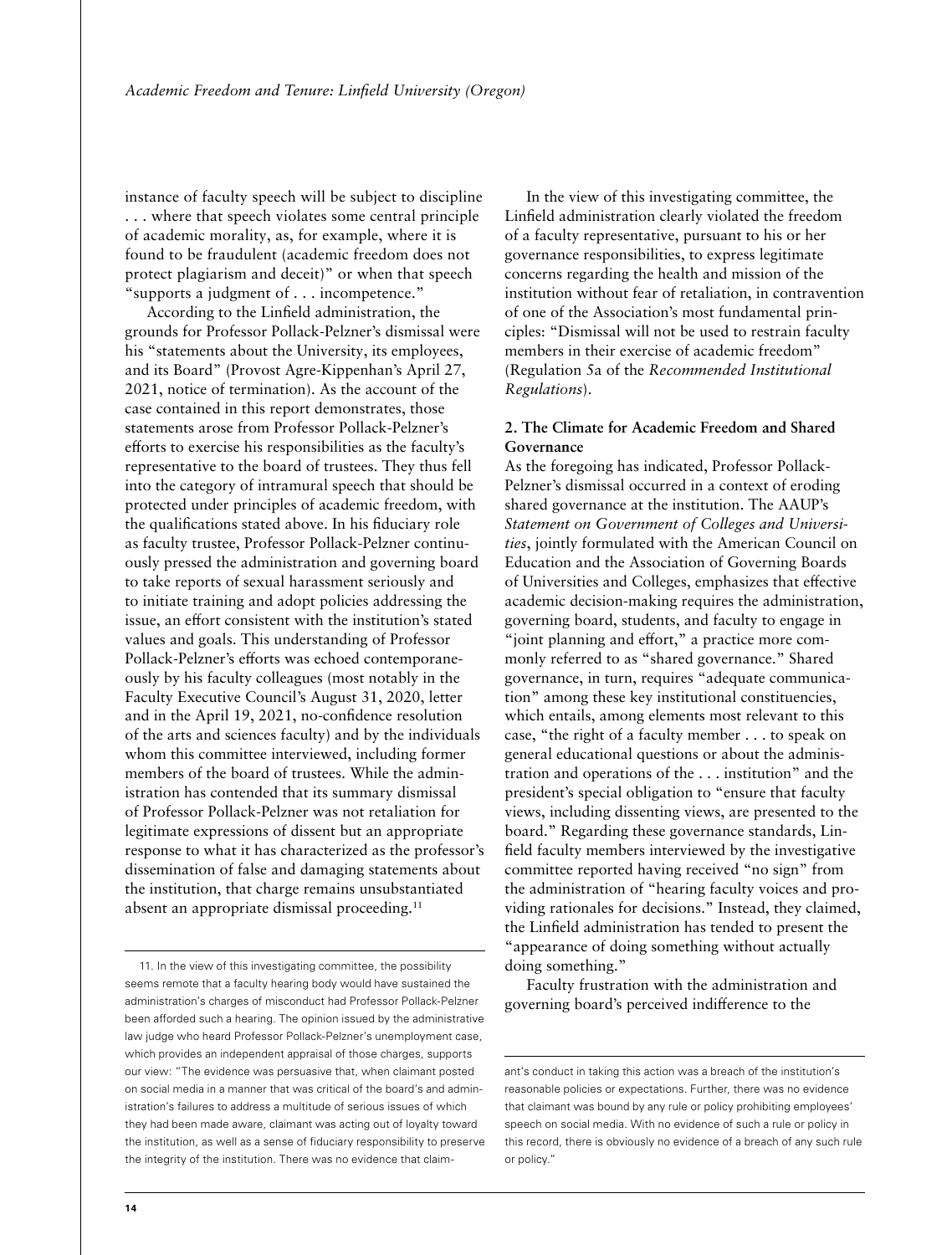instance of faculty speech will be subject to discipline . . . where that speech violates some central principle of academic morality, as, for example, where it is found to be fraudulent (academic freedom does not protect plagiarism and deceit)" or when that speech "supports a judgment of . . . incompetence."

According to the Linfield administration, the grounds for Professor Pollack-Pelzner's dismissal were his "statements about the University, its employees, and its Board" (Provost Agre-Kippenhan's April 27, 2021, notice of termination). As the account of the case contained in this report demonstrates, those statements arose from Professor Pollack-Pelzner's efforts to exercise his responsibilities as the faculty's representative to the board of trustees. They thus fell into the category of intramural speech that should be protected under principles of academic freedom, with the qualifications stated above. In his fiduciary role as faculty trustee, Professor Pollack-Pelzner continuously pressed the administration and governing board to take reports of sexual harassment seriously and to initiate training and adopt policies addressing the issue, an effort consistent with the institution's stated values and goals. This understanding of Professor Pollack-Pelzner's efforts was echoed contemporaneously by his faculty colleagues (most notably in the Faculty Executive Council's August 31, 2020, letter and in the April 19, 2021, no-confidence resolution of the arts and sciences faculty) and by the individuals whom this committee interviewed, including former members of the board of trustees. While the administration has contended that its summary dismissal of Professor Pollack-Pelzner was not retaliation for legitimate expressions of dissent but an appropriate response to what it has characterized as the professor's dissemination of false and damaging statements about the institution, that charge remains unsubstantiated absent an appropriate dismissal proceeding.[11]

In the view of this investigating committee, the Linfield administration clearly violated the freedom of a faculty representative, pursuant to his or her governance responsibilities, to express legitimate concerns regarding the health and mission of the institution without fear of retaliation, in contravention of one of the Association's most fundamental principles: "Dismissal will not be used to restrain faculty members in their exercise of academic freedom" (Regulation 5a of the *Recommended Institutional Regulations*).

### 2. The Climate for Academic Freedom and Shared Governance

As the foregoing has indicated, Professor Pollack-Pelzner's dismissal occurred in a context of eroding shared governance at the institution. The AAUP's *Statement on Government of Colleges and Universities*, jointly formulated with the American Council on Education and the Association of Governing Boards of Universities and Colleges, emphasizes that effective academic decision-making requires the administration, governing board, students, and faculty to engage in "joint planning and effort," a practice more commonly referred to as "shared governance." Shared governance, in turn, requires "adequate communication" among these key institutional constituencies, which entails, among elements most relevant to this case, "the right of a faculty member . . . to speak on general educational questions or about the administration and operations of the . . . institution" and the president's special obligation to "ensure that faculty views, including dissenting views, are presented to the board." Regarding these governance standards, Linfield faculty members interviewed by the investigative committee reported having received "no sign" from the administration of "hearing faculty voices and providing rationales for decisions." Instead, they claimed, the Linfield administration has tended to present the "appearance of doing something without actually doing something."

Faculty frustration with the administration and governing board's perceived indifference to the

---

11. In the view of this investigating committee, the possibility seems remote that a faculty hearing body would have sustained the administration's charges of misconduct had Professor Pollack-Pelzner been afforded such a hearing. The opinion issued by the administrative law judge who heard Professor Pollack-Pelzner's unemployment case, which provides an independent appraisal of those charges, supports our view: "The evidence was persuasive that, when claimant posted on social media in a manner that was critical of the board's and administration's failures to address a multitude of serious issues of which they had been made aware, claimant was acting out of loyalty toward the institution, as well as a sense of fiduciary responsibility to preserve the integrity of the institution. There was no evidence that claimant's conduct in taking this action was a breach of the institution's reasonable policies or expectations. Further, there was no evidence that claimant was bound by any rule or policy prohibiting employees' speech on social media. With no evidence of such a rule or policy in this record, there is obviously no evidence of a breach of any such rule or policy."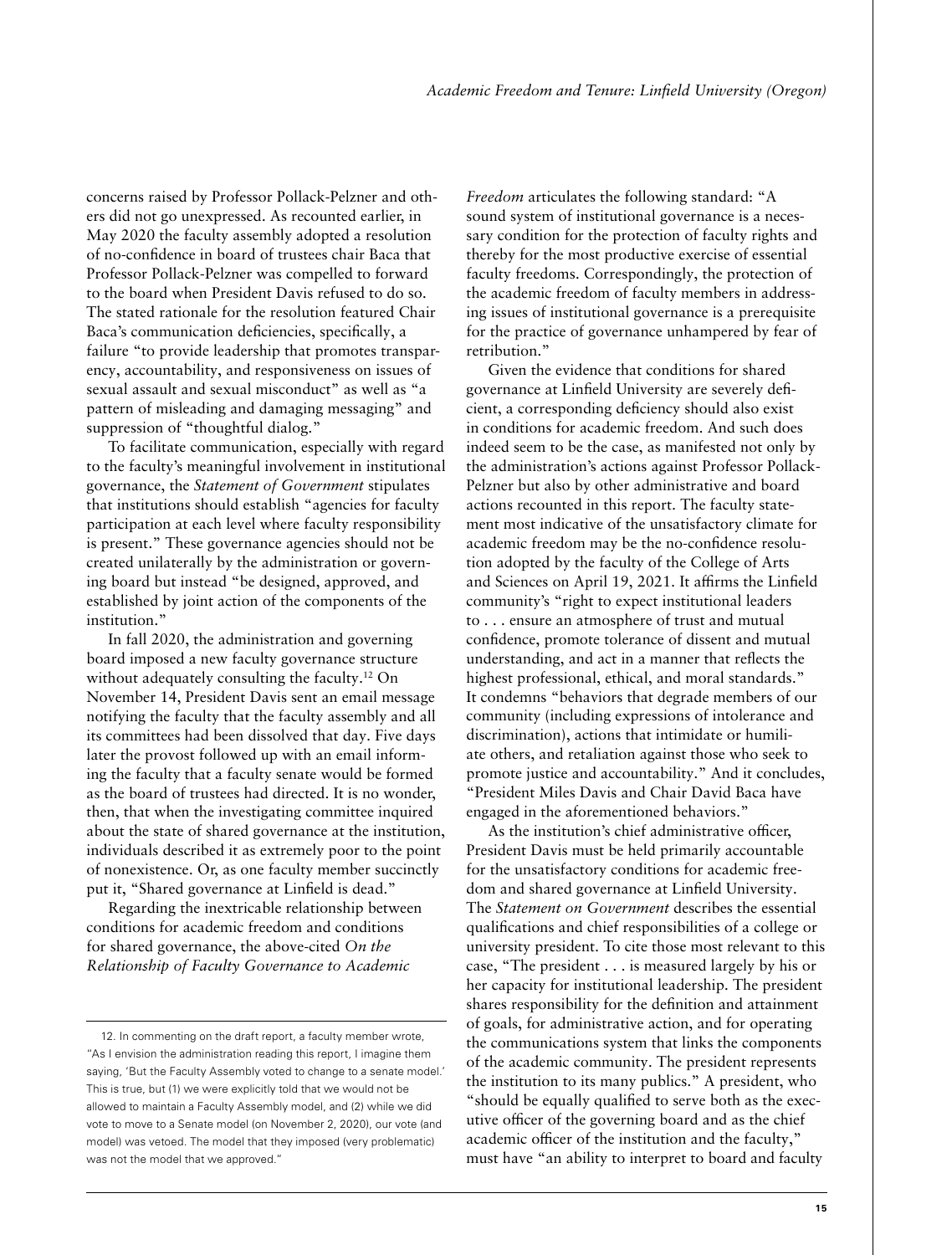concerns raised by Professor Pollack-Pelzner and others did not go unexpressed. As recounted earlier, in May 2020 the faculty assembly adopted a resolution of no-confidence in board of trustees chair Baca that Professor Pollack-Pelzner was compelled to forward to the board when President Davis refused to do so. The stated rationale for the resolution featured Chair Baca's communication deficiencies, specifically, a failure "to provide leadership that promotes transparency, accountability, and responsiveness on issues of sexual assault and sexual misconduct" as well as "a pattern of misleading and damaging messaging" and suppression of "thoughtful dialog."

To facilitate communication, especially with regard to the faculty's meaningful involvement in institutional governance, the *Statement of Government* stipulates that institutions should establish "agencies for faculty participation at each level where faculty responsibility is present." These governance agencies should not be created unilaterally by the administration or governing board but instead "be designed, approved, and established by joint action of the components of the institution."

In fall 2020, the administration and governing board imposed a new faculty governance structure without adequately consulting the faculty.[12] On November 14, President Davis sent an email message notifying the faculty that the faculty assembly and all its committees had been dissolved that day. Five days later the provost followed up with an email informing the faculty that a faculty senate would be formed as the board of trustees had directed. It is no wonder, then, that when the investigating committee inquired about the state of shared governance at the institution, individuals described it as extremely poor to the point of nonexistence. Or, as one faculty member succinctly put it, "Shared governance at Linfield is dead."

Regarding the inextricable relationship between conditions for academic freedom and conditions for shared governance, the above-cited *On the Relationship of Faculty Governance to Academic Freedom* articulates the following standard: "A sound system of institutional governance is a necessary condition for the protection of faculty rights and thereby for the most productive exercise of essential faculty freedoms. Correspondingly, the protection of the academic freedom of faculty members in addressing issues of institutional governance is a prerequisite for the practice of governance unhampered by fear of retribution."

Given the evidence that conditions for shared governance at Linfield University are severely deficient, a corresponding deficiency should also exist in conditions for academic freedom. And such does indeed seem to be the case, as manifested not only by the administration's actions against Professor Pollack-Pelzner but also by other administrative and board actions recounted in this report. The faculty statement most indicative of the unsatisfactory climate for academic freedom may be the no-confidence resolution adopted by the faculty of the College of Arts and Sciences on April 19, 2021. It affirms the Linfield community's "right to expect institutional leaders to . . . ensure an atmosphere of trust and mutual confidence, promote tolerance of dissent and mutual understanding, and act in a manner that reflects the highest professional, ethical, and moral standards." It condemns "behaviors that degrade members of our community (including expressions of intolerance and discrimination), actions that intimidate or humiliate others, and retaliation against those who seek to promote justice and accountability." And it concludes, "President Miles Davis and Chair David Baca have engaged in the aforementioned behaviors."

As the institution's chief administrative officer, President Davis must be held primarily accountable for the unsatisfactory conditions for academic freedom and shared governance at Linfield University. The *Statement on Government* describes the essential qualifications and chief responsibilities of a college or university president. To cite those most relevant to this case, "The president . . . is measured largely by his or her capacity for institutional leadership. The president shares responsibility for the definition and attainment of goals, for administrative action, and for operating the communications system that links the components of the academic community. The president represents the institution to its many publics." A president, who "should be equally qualified to serve both as the executive officer of the governing board and as the chief academic officer of the institution and the faculty," must have "an ability to interpret to board and faculty

---

12. In commenting on the draft report, a faculty member wrote, "As I envision the administration reading this report, I imagine them saying, 'But the Faculty Assembly voted to change to a senate model.' This is true, but (1) we were explicitly told that we would not be allowed to maintain a Faculty Assembly model, and (2) while we did vote to move to a Senate model (on November 2, 2020), our vote (and model) was vetoed. The model that they imposed (very problematic) was not the model that we approved."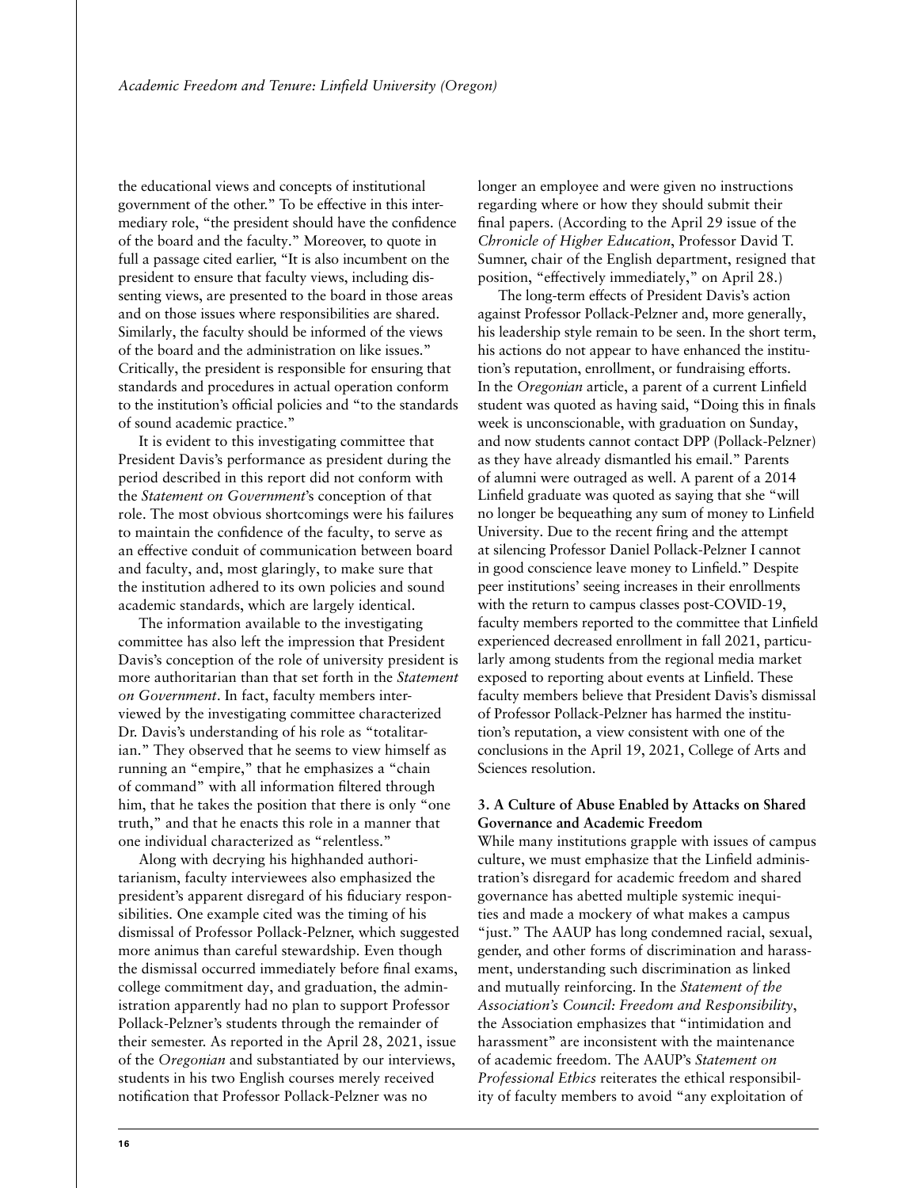the educational views and concepts of institutional government of the other." To be effective in this intermediary role, "the president should have the confidence of the board and the faculty." Moreover, to quote in full a passage cited earlier, "It is also incumbent on the president to ensure that faculty views, including dissenting views, are presented to the board in those areas and on those issues where responsibilities are shared. Similarly, the faculty should be informed of the views of the board and the administration on like issues." Critically, the president is responsible for ensuring that standards and procedures in actual operation conform to the institution's official policies and "to the standards of sound academic practice."

It is evident to this investigating committee that President Davis's performance as president during the period described in this report did not conform with the *Statement on Government*'s conception of that role. The most obvious shortcomings were his failures to maintain the confidence of the faculty, to serve as an effective conduit of communication between board and faculty, and, most glaringly, to make sure that the institution adhered to its own policies and sound academic standards, which are largely identical.

The information available to the investigating committee has also left the impression that President Davis's conception of the role of university president is more authoritarian than that set forth in the *Statement on Government*. In fact, faculty members interviewed by the investigating committee characterized Dr. Davis's understanding of his role as "totalitarian." They observed that he seems to view himself as running an "empire," that he emphasizes a "chain of command" with all information filtered through him, that he takes the position that there is only "one truth," and that he enacts this role in a manner that one individual characterized as "relentless."

Along with decrying his highhanded authoritarianism, faculty interviewees also emphasized the president's apparent disregard of his fiduciary responsibilities. One example cited was the timing of his dismissal of Professor Pollack-Pelzner, which suggested more animus than careful stewardship. Even though the dismissal occurred immediately before final exams, college commitment day, and graduation, the administration apparently had no plan to support Professor Pollack-Pelzner's students through the remainder of their semester. As reported in the April 28, 2021, issue of the *Oregonian* and substantiated by our interviews, students in his two English courses merely received notification that Professor Pollack-Pelzner was no longer an employee and were given no instructions regarding where or how they should submit their final papers. (According to the April 29 issue of the *Chronicle of Higher Education*, Professor David T. Sumner, chair of the English department, resigned that position, "effectively immediately," on April 28.)

The long-term effects of President Davis's action against Professor Pollack-Pelzner and, more generally, his leadership style remain to be seen. In the short term, his actions do not appear to have enhanced the institution's reputation, enrollment, or fundraising efforts. In the *Oregonian* article, a parent of a current Linfield student was quoted as having said, "Doing this in finals week is unconscionable, with graduation on Sunday, and now students cannot contact DPP (Pollack-Pelzner) as they have already dismantled his email." Parents of alumni were outraged as well. A parent of a 2014 Linfield graduate was quoted as saying that she "will no longer be bequeathing any sum of money to Linfield University. Due to the recent firing and the attempt at silencing Professor Daniel Pollack-Pelzner I cannot in good conscience leave money to Linfield." Despite peer institutions' seeing increases in their enrollments with the return to campus classes post-COVID-19, faculty members reported to the committee that Linfield experienced decreased enrollment in fall 2021, particularly among students from the regional media market exposed to reporting about events at Linfield. These faculty members believe that President Davis's dismissal of Professor Pollack-Pelzner has harmed the institution's reputation, a view consistent with one of the conclusions in the April 19, 2021, College of Arts and Sciences resolution.

### 3. A Culture of Abuse Enabled by Attacks on Shared Governance and Academic Freedom

While many institutions grapple with issues of campus culture, we must emphasize that the Linfield administration's disregard for academic freedom and shared governance has abetted multiple systemic inequities and made a mockery of what makes a campus "just." The AAUP has long condemned racial, sexual, gender, and other forms of discrimination and harassment, understanding such discrimination as linked and mutually reinforcing. In the *Statement of the Association's Council: Freedom and Responsibility*, the Association emphasizes that "intimidation and harassment" are inconsistent with the maintenance of academic freedom. The AAUP's *Statement on Professional Ethics* reiterates the ethical responsibility of faculty members to avoid "any exploitation of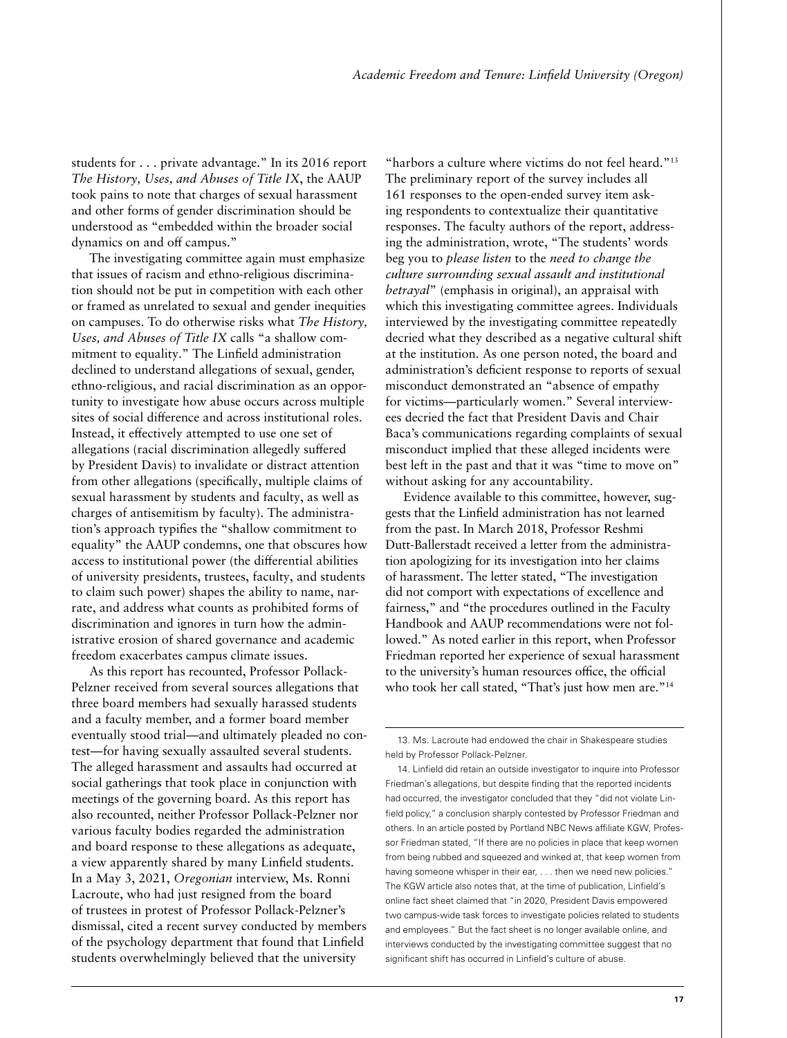students for . . . private advantage." In its 2016 report *The History, Uses, and Abuses of Title IX*, the AAUP took pains to note that charges of sexual harassment and other forms of gender discrimination should be understood as "embedded within the broader social dynamics on and off campus."

The investigating committee again must emphasize that issues of racism and ethno-religious discrimination should not be put in competition with each other or framed as unrelated to sexual and gender inequities on campuses. To do otherwise risks what *The History, Uses, and Abuses of Title IX* calls "a shallow commitment to equality." The Linfield administration declined to understand allegations of sexual, gender, ethno-religious, and racial discrimination as an opportunity to investigate how abuse occurs across multiple sites of social difference and across institutional roles. Instead, it effectively attempted to use one set of allegations (racial discrimination allegedly suffered by President Davis) to invalidate or distract attention from other allegations (specifically, multiple claims of sexual harassment by students and faculty, as well as charges of antisemitism by faculty). The administration's approach typifies the "shallow commitment to equality" the AAUP condemns, one that obscures how access to institutional power (the differential abilities of university presidents, trustees, faculty, and students to claim such power) shapes the ability to name, narrate, and address what counts as prohibited forms of discrimination and ignores in turn how the administrative erosion of shared governance and academic freedom exacerbates campus climate issues.

As this report has recounted, Professor Pollack-Pelzner received from several sources allegations that three board members had sexually harassed students and a faculty member, and a former board member eventually stood trial—and ultimately pleaded no contest—for having sexually assaulted several students. The alleged harassment and assaults had occurred at social gatherings that took place in conjunction with meetings of the governing board. As this report has also recounted, neither Professor Pollack-Pelzner nor various faculty bodies regarded the administration and board response to these allegations as adequate, a view apparently shared by many Linfield students. In a May 3, 2021, *Oregonian* interview, Ms. Ronni Lacroute, who had just resigned from the board of trustees in protest of Professor Pollack-Pelzner's dismissal, cited a recent survey conducted by members of the psychology department that found that Linfield students overwhelmingly believed that the university "harbors a culture where victims do not feel heard."[13] The preliminary report of the survey includes all 161 responses to the open-ended survey item asking respondents to contextualize their quantitative responses. The faculty authors of the report, addressing the administration, wrote, "The students' words beg you to *please listen* to the *need to change the culture surrounding sexual assault and institutional betrayal*" (emphasis in original), an appraisal with which this investigating committee agrees. Individuals interviewed by the investigating committee repeatedly decried what they described as a negative cultural shift at the institution. As one person noted, the board and administration's deficient response to reports of sexual misconduct demonstrated an "absence of empathy for victims—particularly women." Several interviewees decried the fact that President Davis and Chair Baca's communications regarding complaints of sexual misconduct implied that these alleged incidents were best left in the past and that it was "time to move on" without asking for any accountability.

Evidence available to this committee, however, suggests that the Linfield administration has not learned from the past. In March 2018, Professor Reshmi Dutt-Ballerstadt received a letter from the administration apologizing for its investigation into her claims of harassment. The letter stated, "The investigation did not comport with expectations of excellence and fairness," and "the procedures outlined in the Faculty Handbook and AAUP recommendations were not followed." As noted earlier in this report, when Professor Friedman reported her experience of sexual harassment to the university's human resources office, the official who took her call stated, "That's just how men are."[14]

---

13. Ms. Lacroute had endowed the chair in Shakespeare studies held by Professor Pollack-Pelzner.

14. Linfield did retain an outside investigator to inquire into Professor Friedman's allegations, but despite finding that the reported incidents had occurred, the investigator concluded that they "did not violate Linfield policy," a conclusion sharply contested by Professor Friedman and others. In an article posted by Portland NBC News affiliate KGW, Professor Friedman stated, "If there are no policies in place that keep women from being rubbed and squeezed and winked at, that keep women from having someone whisper in their ear, . . . then we need new policies." The KGW article also notes that, at the time of publication, Linfield's online fact sheet claimed that "in 2020, President Davis empowered two campus-wide task forces to investigate policies related to students and employees." But the fact sheet is no longer available online, and interviews conducted by the investigating committee suggest that no significant shift has occurred in Linfield's culture of abuse.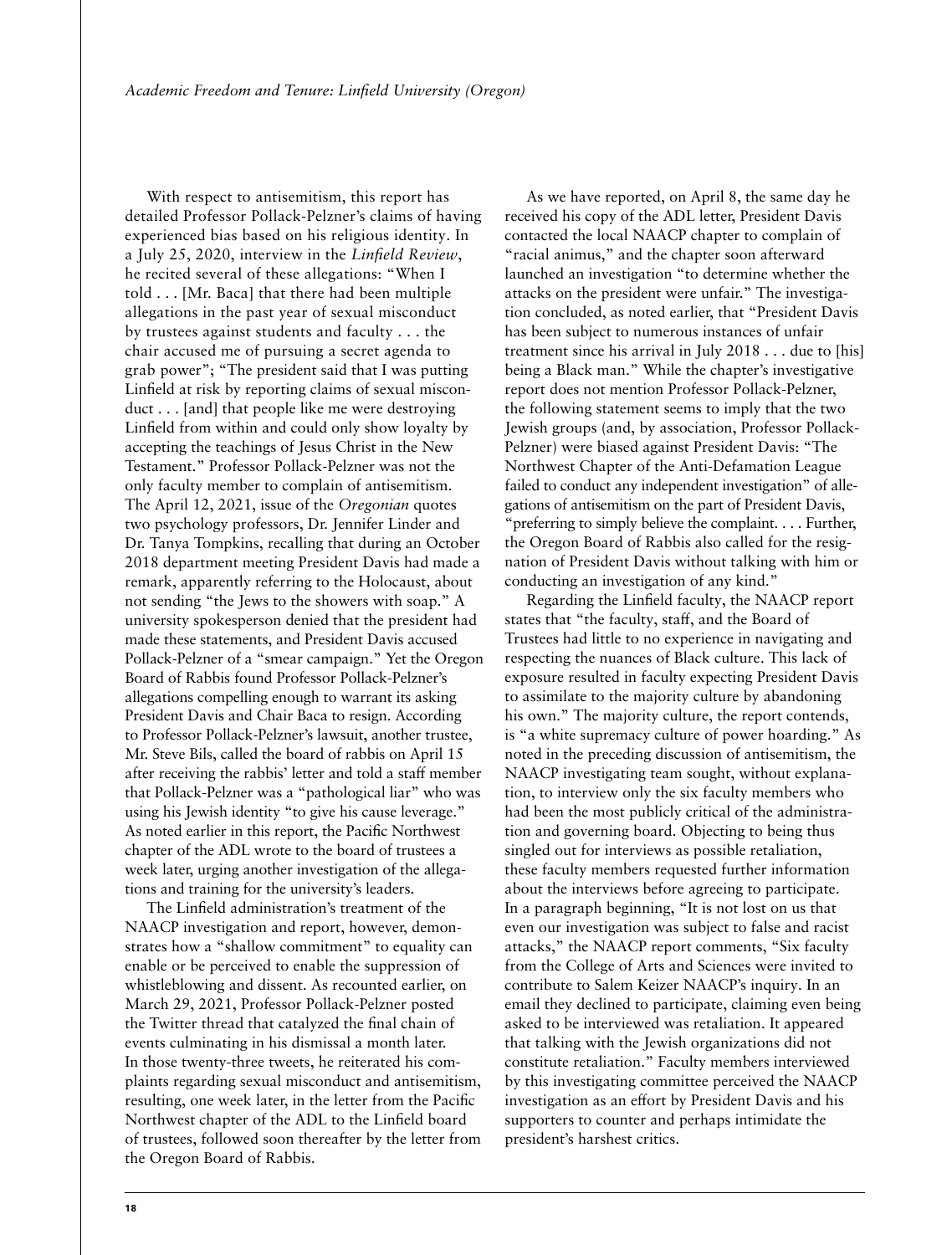With respect to antisemitism, this report has detailed Professor Pollack-Pelzner's claims of having experienced bias based on his religious identity. In a July 25, 2020, interview in the *Linfield Review*, he recited several of these allegations: "When I told . . . [Mr. Baca] that there had been multiple allegations in the past year of sexual misconduct by trustees against students and faculty . . . the chair accused me of pursuing a secret agenda to grab power"; "The president said that I was putting Linfield at risk by reporting claims of sexual misconduct . . . [and] that people like me were destroying Linfield from within and could only show loyalty by accepting the teachings of Jesus Christ in the New Testament." Professor Pollack-Pelzner was not the only faculty member to complain of antisemitism. The April 12, 2021, issue of the *Oregonian* quotes two psychology professors, Dr. Jennifer Linder and Dr. Tanya Tompkins, recalling that during an October 2018 department meeting President Davis had made a remark, apparently referring to the Holocaust, about not sending "the Jews to the showers with soap." A university spokesperson denied that the president had made these statements, and President Davis accused Pollack-Pelzner of a "smear campaign." Yet the Oregon Board of Rabbis found Professor Pollack-Pelzner's allegations compelling enough to warrant its asking President Davis and Chair Baca to resign. According to Professor Pollack-Pelzner's lawsuit, another trustee, Mr. Steve Bils, called the board of rabbis on April 15 after receiving the rabbis' letter and told a staff member that Pollack-Pelzner was a "pathological liar" who was using his Jewish identity "to give his cause leverage." As noted earlier in this report, the Pacific Northwest chapter of the ADL wrote to the board of trustees a week later, urging another investigation of the allegations and training for the university's leaders.

The Linfield administration's treatment of the NAACP investigation and report, however, demonstrates how a "shallow commitment" to equality can enable or be perceived to enable the suppression of whistleblowing and dissent. As recounted earlier, on March 29, 2021, Professor Pollack-Pelzner posted the Twitter thread that catalyzed the final chain of events culminating in his dismissal a month later. In those twenty-three tweets, he reiterated his complaints regarding sexual misconduct and antisemitism, resulting, one week later, in the letter from the Pacific Northwest chapter of the ADL to the Linfield board of trustees, followed soon thereafter by the letter from the Oregon Board of Rabbis.

As we have reported, on April 8, the same day he received his copy of the ADL letter, President Davis contacted the local NAACP chapter to complain of "racial animus," and the chapter soon afterward launched an investigation "to determine whether the attacks on the president were unfair." The investigation concluded, as noted earlier, that "President Davis has been subject to numerous instances of unfair treatment since his arrival in July 2018 . . . due to [his] being a Black man." While the chapter's investigative report does not mention Professor Pollack-Pelzner, the following statement seems to imply that the two Jewish groups (and, by association, Professor Pollack-Pelzner) were biased against President Davis: "The Northwest Chapter of the Anti-Defamation League failed to conduct any independent investigation" of allegations of antisemitism on the part of President Davis, "preferring to simply believe the complaint. . . . Further, the Oregon Board of Rabbis also called for the resignation of President Davis without talking with him or conducting an investigation of any kind."

Regarding the Linfield faculty, the NAACP report states that "the faculty, staff, and the Board of Trustees had little to no experience in navigating and respecting the nuances of Black culture. This lack of exposure resulted in faculty expecting President Davis to assimilate to the majority culture by abandoning his own." The majority culture, the report contends, is "a white supremacy culture of power hoarding." As noted in the preceding discussion of antisemitism, the NAACP investigating team sought, without explanation, to interview only the six faculty members who had been the most publicly critical of the administration and governing board. Objecting to being thus singled out for interviews as possible retaliation, these faculty members requested further information about the interviews before agreeing to participate. In a paragraph beginning, "It is not lost on us that even our investigation was subject to false and racist attacks," the NAACP report comments, "Six faculty from the College of Arts and Sciences were invited to contribute to Salem Keizer NAACP's inquiry. In an email they declined to participate, claiming even being asked to be interviewed was retaliation. It appeared that talking with the Jewish organizations did not constitute retaliation." Faculty members interviewed by this investigating committee perceived the NAACP investigation as an effort by President Davis and his supporters to counter and perhaps intimidate the president's harshest critics.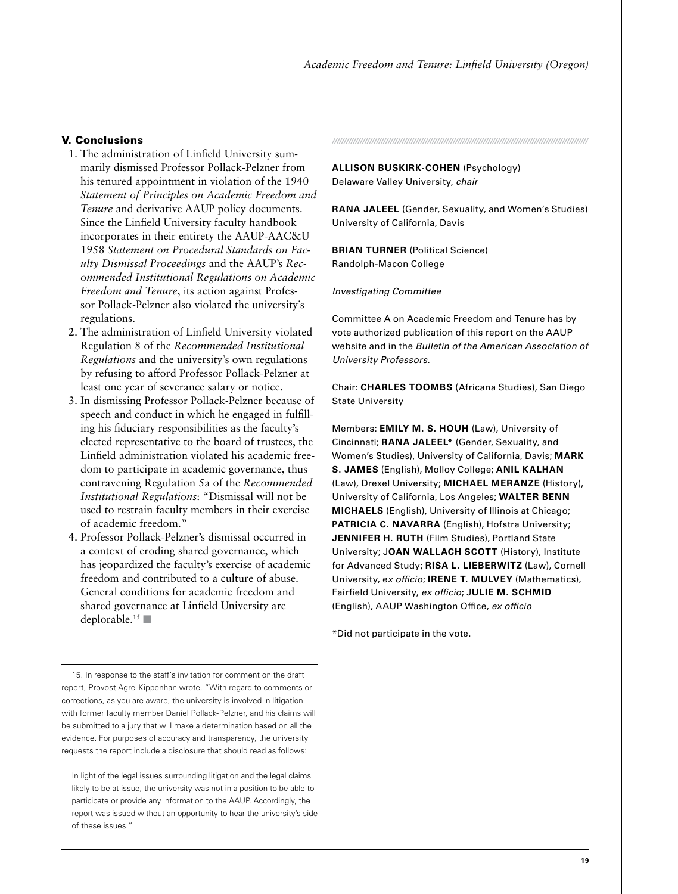## V. Conclusions

1. The administration of Linfield University summarily dismissed Professor Pollack-Pelzner from his tenured appointment in violation of the 1940 *Statement of Principles on Academic Freedom and Tenure* and derivative AAUP policy documents. Since the Linfield University faculty handbook incorporates in their entirety the AAUP-AAC&U 1958 *Statement on Procedural Standards on Faculty Dismissal Proceedings* and the AAUP's *Recommended Institutional Regulations on Academic Freedom and Tenure*, its action against Professor Pollack-Pelzner also violated the university's regulations.
2. The administration of Linfield University violated Regulation 8 of the *Recommended Institutional Regulations* and the university's own regulations by refusing to afford Professor Pollack-Pelzner at least one year of severance salary or notice.
3. In dismissing Professor Pollack-Pelzner because of speech and conduct in which he engaged in fulfilling his fiduciary responsibilities as the faculty's elected representative to the board of trustees, the Linfield administration violated his academic freedom to participate in academic governance, thus contravening Regulation 5a of the *Recommended Institutional Regulations*: "Dismissal will not be used to restrain faculty members in their exercise of academic freedom."
4. Professor Pollack-Pelzner's dismissal occurred in a context of eroding shared governance, which has jeopardized the faculty's exercise of academic freedom and contributed to a culture of abuse. General conditions for academic freedom and shared governance at Linfield University are deplorable.[15] ■

**ALLISON BUSKIRK-COHEN** (Psychology)
Delaware Valley University, *chair*

**RANA JALEEL** (Gender, Sexuality, and Women's Studies)
University of California, Davis

**BRIAN TURNER** (Political Science)
Randolph-Macon College

*Investigating Committee*

Committee A on Academic Freedom and Tenure has by vote authorized publication of this report on the AAUP website and in the *Bulletin of the American Association of University Professors*.

Chair: **CHARLES TOOMBS** (Africana Studies), San Diego State University

Members: **EMILY M. S. HOUH** (Law), University of Cincinnati; **RANA JALEEL*** (Gender, Sexuality, and Women's Studies), University of California, Davis; **MARK S. JAMES** (English), Molloy College; **ANIL KALHAN** (Law), Drexel University; **MICHAEL MERANZE** (History), University of California, Los Angeles; **WALTER BENN MICHAELS** (English), University of Illinois at Chicago; **PATRICIA C. NAVARRA** (English), Hofstra University; **JENNIFER H. RUTH** (Film Studies), Portland State University; **JOAN WALLACH SCOTT** (History), Institute for Advanced Study; **RISA L. LIEBERWITZ** (Law), Cornell University, *ex officio*; **IRENE T. MULVEY** (Mathematics), Fairfield University, *ex officio*; **JULIE M. SCHMID** (English), AAUP Washington Office, *ex officio*

*Did not participate in the vote.

15. In response to the staff's invitation for comment on the draft report, Provost Agre-Kippenhan wrote, "With regard to comments or corrections, as you are aware, the university is involved in litigation with former faculty member Daniel Pollack-Pelzner, and his claims will be submitted to a jury that will make a determination based on all the evidence. For purposes of accuracy and transparency, the university requests the report include a disclosure that should read as follows:

> In light of the legal issues surrounding litigation and the legal claims likely to be at issue, the university was not in a position to be able to participate or provide any information to the AAUP. Accordingly, the report was issued without an opportunity to hear the university's side of these issues."